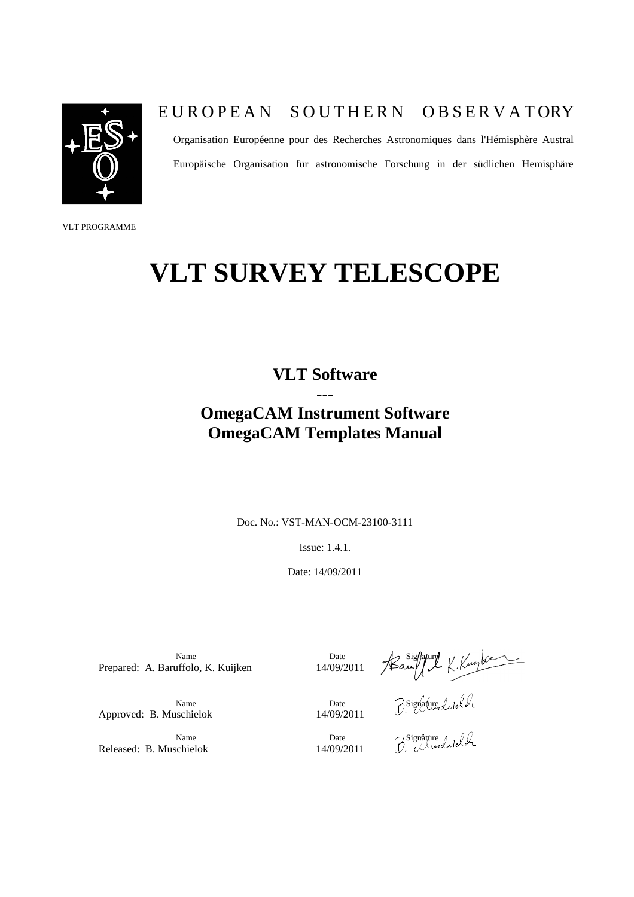EUROPEAN SOUTHERN OBSERVATORY

Organisation Européenne pour des Recherches Astronomiques dans l'Hémisphère Austral

Europäische Organisation für astronomische Forschung in der südlichen Hemisphäre

VLT PROGRAMME

# VLT SURVEY TELESCOPE

## VLT Software
## ---
## OmegaCAM Instrument Software
## OmegaCAM Templates Manual

Doc. No.: VST-MAN-OCM-23100-3111

Issue: 1.4.1.

Date: 14/09/2011

| | Name | Date | Signature |
|---|---|---|---|
| Prepared: | A. Baruffolo, K. Kuijken | 14/09/2011 | |
| Approved: | B. Muschielok | 14/09/2011 | |
| Released: | B. Muschielok | 14/09/2011 | |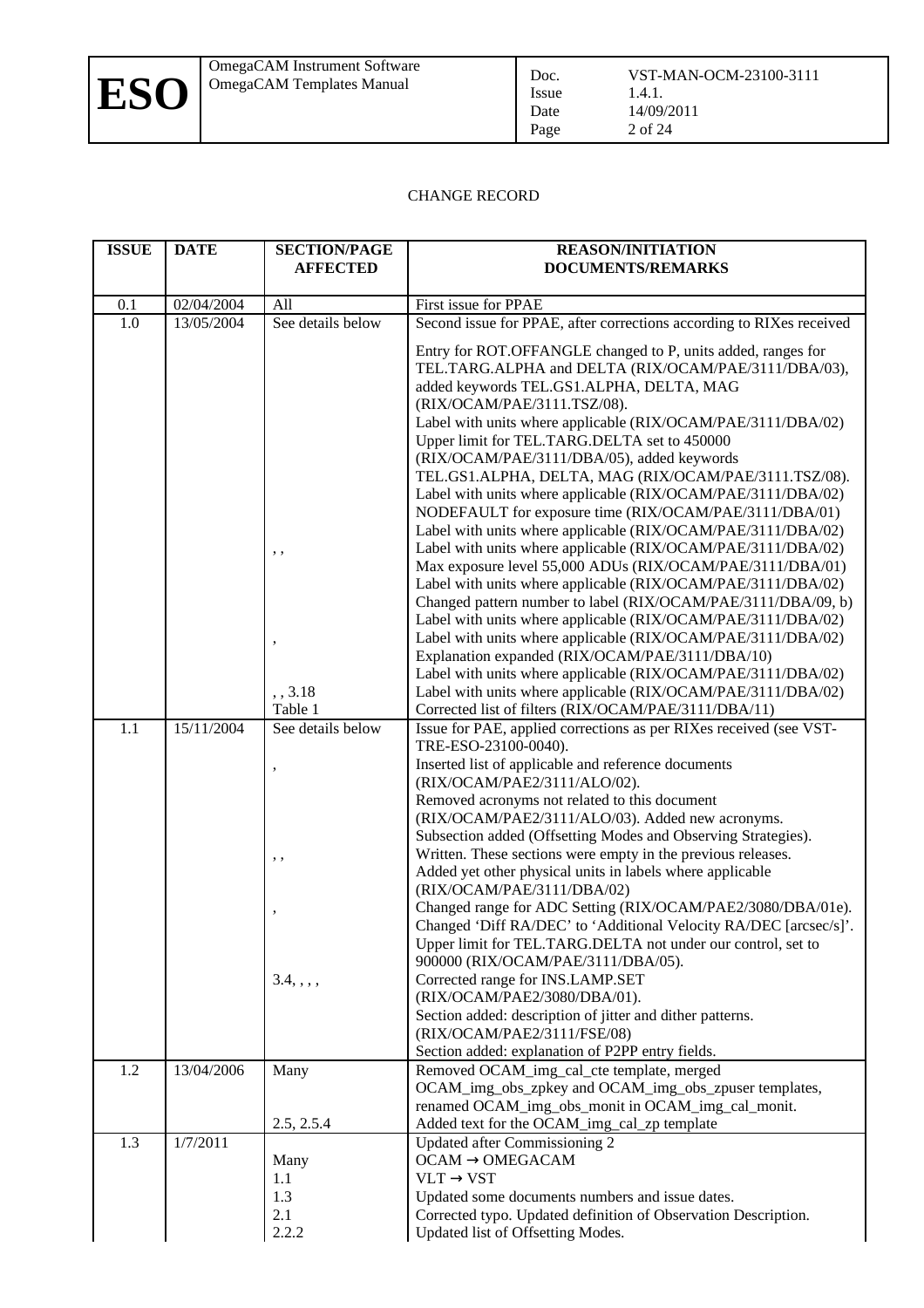CHANGE RECORD

| ISSUE | DATE | SECTION/PAGE AFFECTED | REASON/INITIATION DOCUMENTS/REMARKS |
|---|---|---|---|
| 0.1 | 02/04/2004 | All | First issue for PPAE |
| 1.0 | 13/05/2004 | See details below | Second issue for PPAE, after corrections according to RIXes received |
| | | | Entry for ROT.OFFANGLE changed to P, units added, ranges for TEL.TARG.ALPHA and DELTA (RIX/OCAM/PAE/3111/DBA/03), added keywords TEL.GS1.ALPHA, DELTA, MAG (RIX/OCAM/PAE/3111.TSZ/08). |
| | | | Label with units where applicable (RIX/OCAM/PAE/3111/DBA/02) Upper limit for TEL.TARG.DELTA set to 450000 (RIX/OCAM/PAE/3111/DBA/05), added keywords TEL.GS1.ALPHA, DELTA, MAG (RIX/OCAM/PAE/3111.TSZ/08). |
| | | | Label with units where applicable (RIX/OCAM/PAE/3111/DBA/02) |
| | | | NODEFAULT for exposure time (RIX/OCAM/PAE/3111/DBA/01) |
| | | | Label with units where applicable (RIX/OCAM/PAE/3111/DBA/02) |
| | | , , | Label with units where applicable (RIX/OCAM/PAE/3111/DBA/02) |
| | | | Max exposure level 55,000 ADUs (RIX/OCAM/PAE/3111/DBA/01) |
| | | | Label with units where applicable (RIX/OCAM/PAE/3111/DBA/02) |
| | | | Changed pattern number to label (RIX/OCAM/PAE/3111/DBA/09, b) |
| | | | Label with units where applicable (RIX/OCAM/PAE/3111/DBA/02) |
| | | , | Label with units where applicable (RIX/OCAM/PAE/3111/DBA/02) |
| | | | Explanation expanded (RIX/OCAM/PAE/3111/DBA/10) |
| | | | Label with units where applicable (RIX/OCAM/PAE/3111/DBA/02) |
| | | , , 3.18 | Label with units where applicable (RIX/OCAM/PAE/3111/DBA/02) |
| | | Table 1 | Corrected list of filters (RIX/OCAM/PAE/3111/DBA/11) |
| 1.1 | 15/11/2004 | See details below | Issue for PAE, applied corrections as per RIXes received (see VST-TRE-ESO-23100-0040). |
| | | , | Inserted list of applicable and reference documents (RIX/OCAM/PAE2/3111/ALO/02). |
| | | | Removed acronyms not related to this document (RIX/OCAM/PAE2/3111/ALO/03). Added new acronyms. |
| | | | Subsection added (Offsetting Modes and Observing Strategies). |
| | | , , | Written. These sections were empty in the previous releases. |
| | | | Added yet other physical units in labels where applicable (RIX/OCAM/PAE/3111/DBA/02) |
| | | , | Changed range for ADC Setting (RIX/OCAM/PAE2/3080/DBA/01e). |
| | | | Changed 'Diff RA/DEC' to 'Additional Velocity RA/DEC [arcsec/s]'. |
| | | | Upper limit for TEL.TARG.DELTA not under our control, set to 900000 (RIX/OCAM/PAE/3111/DBA/05). |
| | | 3.4, , , , | Corrected range for INS.LAMP.SET (RIX/OCAM/PAE2/3080/DBA/01). |
| | | | Section added: description of jitter and dither patterns. (RIX/OCAM/PAE2/3111/FSE/08) |
| | | | Section added: explanation of P2PP entry fields. |
| 1.2 | 13/04/2006 | Many | Removed OCAM_img_cal_cte template, merged OCAM_img_obs_zpkey and OCAM_img_obs_zpuser templates, renamed OCAM_img_obs_monit in OCAM_img_cal_monit. |
| | | 2.5, 2.5.4 | Added text for the OCAM_img_cal_zp template |
| 1.3 | 1/7/2011 | | Updated after Commissioning 2 |
| | | Many | OCAM → OMEGACAM |
| | | 1.1 | VLT → VST |
| | | 1.3 | Updated some documents numbers and issue dates. |
| | | 2.1 | Corrected typo. Updated definition of Observation Description. |
| | | 2.2.2 | Updated list of Offsetting Modes. |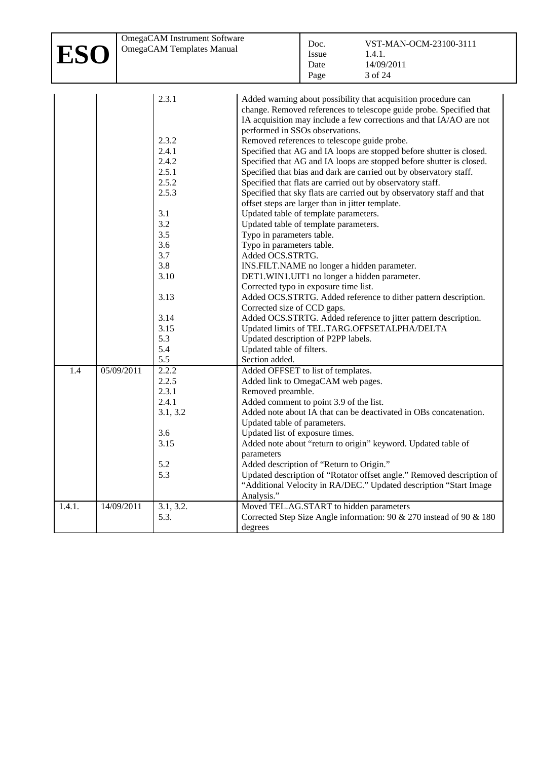| | | 2.3.1 | Added warning about possibility that acquisition procedure can change. Removed references to telescope guide probe. Specified that IA acquisition may include a few corrections and that IA/AO are not performed in SSOs observations. |
|---|---|---|---|
| | | 2.3.2 | Removed references to telescope guide probe. |
| | | 2.4.1 | Specified that AG and IA loops are stopped before shutter is closed. |
| | | 2.4.2 | Specified that AG and IA loops are stopped before shutter is closed. |
| | | 2.5.1 | Specified that bias and dark are carried out by observatory staff. |
| | | 2.5.2 | Specified that flats are carried out by observatory staff. |
| | | 2.5.3 | Specified that sky flats are carried out by observatory staff and that offset steps are larger than in jitter template. |
| | | 3.1 | Updated table of template parameters. |
| | | 3.2 | Updated table of template parameters. |
| | | 3.5 | Typo in parameters table. |
| | | 3.6 | Typo in parameters table. |
| | | 3.7 | Added OCS.STRTG. |
| | | 3.8 | INS.FILT.NAME no longer a hidden parameter. |
| | | 3.10 | DET1.WIN1.UIT1 no longer a hidden parameter. Corrected typo in exposure time list. |
| | | 3.13 | Added OCS.STRTG. Added reference to dither pattern description. Corrected size of CCD gaps. |
| | | 3.14 | Added OCS.STRTG. Added reference to jitter pattern description. |
| | | 3.15 | Updated limits of TEL.TARG.OFFSETALPHA/DELTA |
| | | 5.3 | Updated description of P2PP labels. |
| | | 5.4 | Updated table of filters. |
| | | 5.5 | Section added. |
| 1.4 | 05/09/2011 | 2.2.2 | Added OFFSET to list of templates. |
| | | 2.2.5 | Added link to OmegaCAM web pages. |
| | | 2.3.1 | Removed preamble. |
| | | 2.4.1 | Added comment to point 3.9 of the list. |
| | | 3.1, 3.2 | Added note about IA that can be deactivated in OBs concatenation. Updated table of parameters. |
| | | 3.6 | Updated list of exposure times. |
| | | 3.15 | Added note about "return to origin" keyword. Updated table of parameters |
| | | 5.2 | Added description of "Return to Origin." |
| | | 5.3 | Updated description of "Rotator offset angle." Removed description of "Additional Velocity in RA/DEC." Updated description "Start Image Analysis." |
| 1.4.1. | 14/09/2011 | 3.1, 3.2. | Moved TEL.AG.START to hidden parameters |
| | | 5.3. | Corrected Step Size Angle information: 90 & 270 instead of 90 & 180 degrees |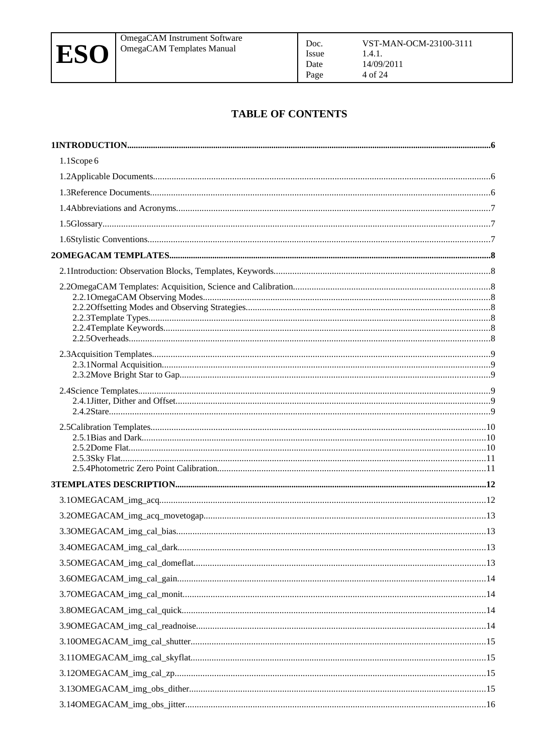# TABLE OF CONTENTS

**1INTRODUCTION......6**

1.1Scope 6

1.2Applicable Documents......6

1.3Reference Documents......6

1.4Abbreviations and Acronyms......7

1.5Glossary......7

1.6Stylistic Conventions......7

**2OMEGACAM TEMPLATES......8**

2.1Introduction: Observation Blocks, Templates, Keywords......8

2.2OmegaCAM Templates: Acquisition, Science and Calibration......8

- 2.2.1OmegaCAM Observing Modes......8
- 2.2.2Offsetting Modes and Observing Strategies......8
- 2.2.3Template Types......8
- 2.2.4Template Keywords......8
- 2.2.5Overheads......8

2.3Acquisition Templates......9

- 2.3.1Normal Acquisition......9
- 2.3.2Move Bright Star to Gap......9

2.4Science Templates......9

- 2.4.1Jitter, Dither and Offset......9
- 2.4.2Stare......9

2.5Calibration Templates......10

- 2.5.1Bias and Dark......10
- 2.5.2Dome Flat......10
- 2.5.3Sky Flat......11
- 2.5.4Photometric Zero Point Calibration......11

**3TEMPLATES DESCRIPTION......12**

3.1OMEGACAM_img_acq......12

3.2OMEGACAM_img_acq_movetogap......13

3.3OMEGACAM_img_cal_bias......13

3.4OMEGACAM_img_cal_dark......13

3.5OMEGACAM_img_cal_domeflat......13

3.6OMEGACAM_img_cal_gain......14

3.7OMEGACAM_img_cal_monit......14

3.8OMEGACAM_img_cal_quick......14

3.9OMEGACAM_img_cal_readnoise......14

3.10OMEGACAM_img_cal_shutter......15

3.11OMEGACAM_img_cal_skyflat......15

3.12OMEGACAM_img_cal_zp......15

3.13OMEGACAM_img_obs_dither......15

3.14OMEGACAM_img_obs_jitter......16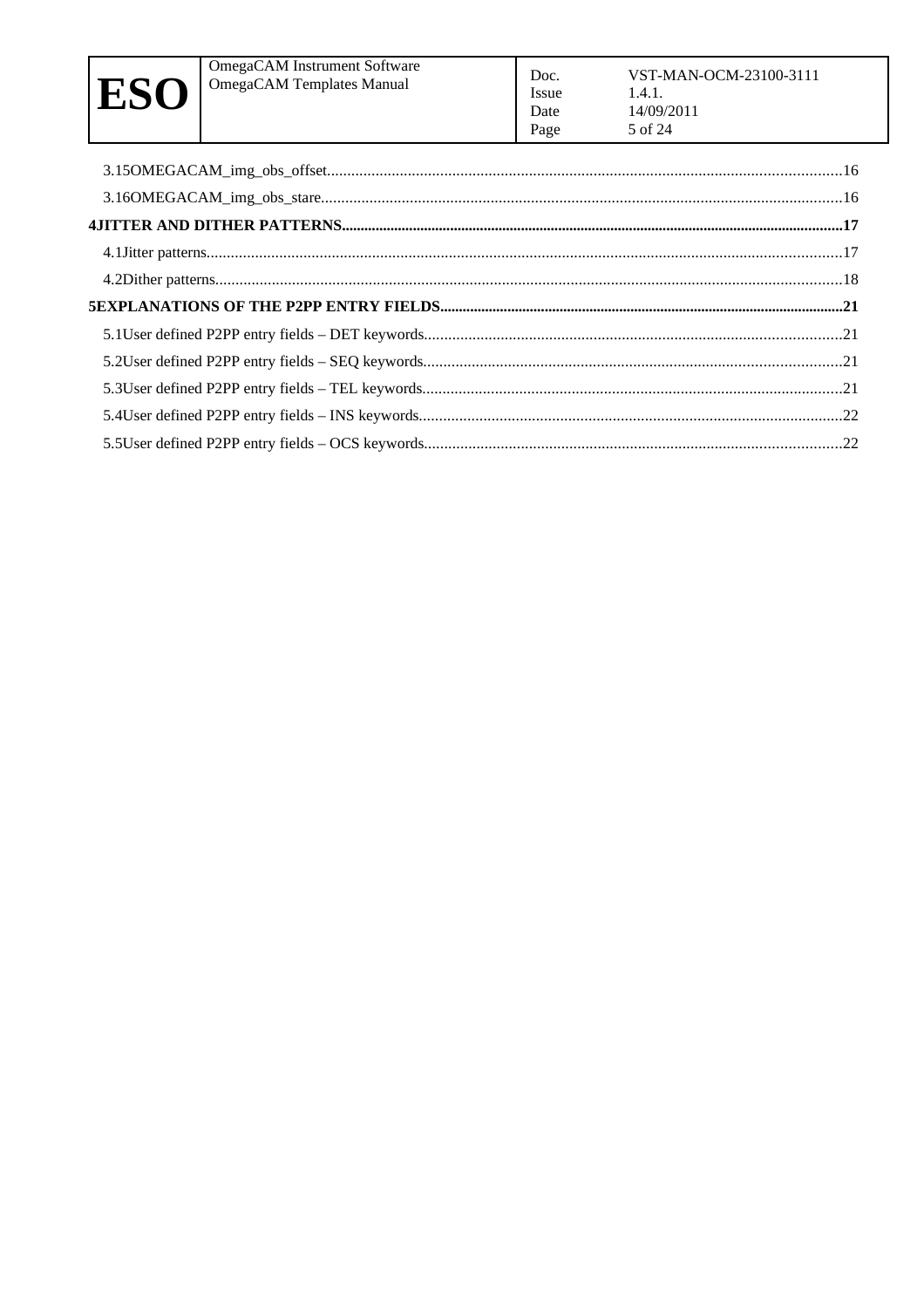3.15OMEGACAM_img_obs_offset....................................16

3.16OMEGACAM_img_obs_stare....................................16

**4JITTER AND DITHER PATTERNS....................................17**

4.1Jitter patterns....................................17

4.2Dither patterns....................................18

**5EXPLANATIONS OF THE P2PP ENTRY FIELDS....................................21**

5.1User defined P2PP entry fields – DET keywords....................................21

5.2User defined P2PP entry fields – SEQ keywords....................................21

5.3User defined P2PP entry fields – TEL keywords....................................21

5.4User defined P2PP entry fields – INS keywords....................................22

5.5User defined P2PP entry fields – OCS keywords....................................22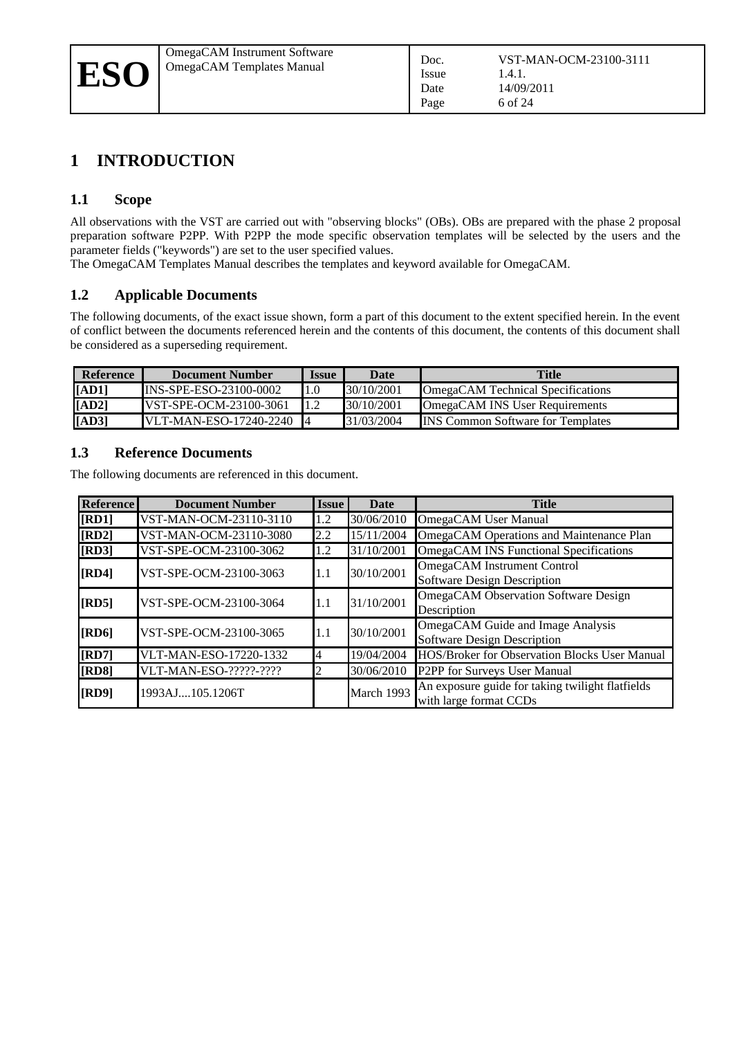# 1 INTRODUCTION

## 1.1 Scope

All observations with the VST are carried out with "observing blocks" (OBs). OBs are prepared with the phase 2 proposal preparation software P2PP. With P2PP the mode specific observation templates will be selected by the users and the parameter fields ("keywords") are set to the user specified values.
The OmegaCAM Templates Manual describes the templates and keyword available for OmegaCAM.

## 1.2 Applicable Documents

The following documents, of the exact issue shown, form a part of this document to the extent specified herein. In the event of conflict between the documents referenced herein and the contents of this document, the contents of this document shall be considered as a superseding requirement.

| Reference | Document Number | Issue | Date | Title |
|---|---|---|---|---|
| **[AD1]** | INS-SPE-ESO-23100-0002 | 1.0 | 30/10/2001 | OmegaCAM Technical Specifications |
| **[AD2]** | VST-SPE-OCM-23100-3061 | 1.2 | 30/10/2001 | OmegaCAM INS User Requirements |
| **[AD3]** | VLT-MAN-ESO-17240-2240 | 4 | 31/03/2004 | INS Common Software for Templates |

## 1.3 Reference Documents

The following documents are referenced in this document.

| Reference | Document Number | Issue | Date | Title |
|---|---|---|---|---|
| **[RD1]** | VST-MAN-OCM-23110-3110 | 1.2 | 30/06/2010 | OmegaCAM User Manual |
| **[RD2]** | VST-MAN-OCM-23110-3080 | 2.2 | 15/11/2004 | OmegaCAM Operations and Maintenance Plan |
| **[RD3]** | VST-SPE-OCM-23100-3062 | 1.2 | 31/10/2001 | OmegaCAM INS Functional Specifications |
| **[RD4]** | VST-SPE-OCM-23100-3063 | 1.1 | 30/10/2001 | OmegaCAM Instrument Control Software Design Description |
| **[RD5]** | VST-SPE-OCM-23100-3064 | 1.1 | 31/10/2001 | OmegaCAM Observation Software Design Description |
| **[RD6]** | VST-SPE-OCM-23100-3065 | 1.1 | 30/10/2001 | OmegaCAM Guide and Image Analysis Software Design Description |
| **[RD7]** | VLT-MAN-ESO-17220-1332 | 4 | 19/04/2004 | HOS/Broker for Observation Blocks User Manual |
| **[RD8]** | VLT-MAN-ESO-?????-???? | 2 | 30/06/2010 | P2PP for Surveys User Manual |
| **[RD9]** | 1993AJ....105.1206T | | March 1993 | An exposure guide for taking twilight flatfields with large format CCDs |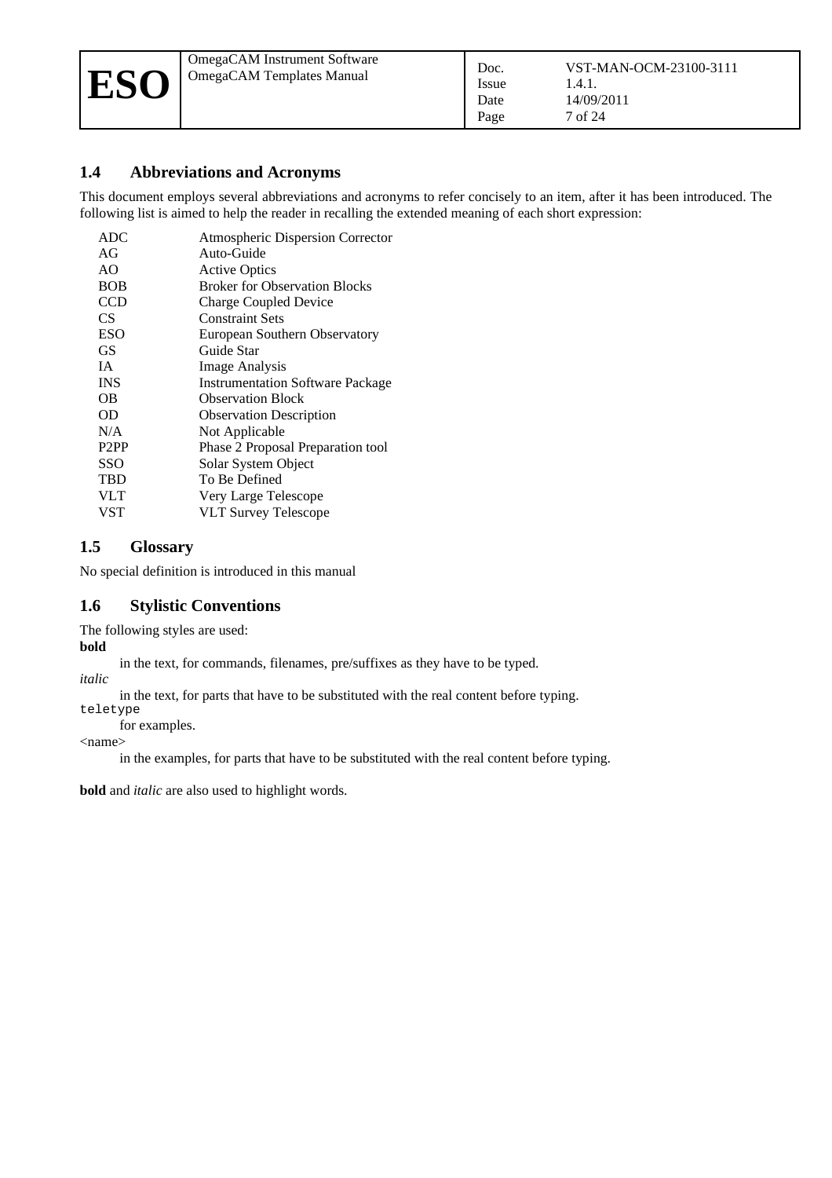## 1.4 Abbreviations and Acronyms

This document employs several abbreviations and acronyms to refer concisely to an item, after it has been introduced. The following list is aimed to help the reader in recalling the extended meaning of each short expression:

| | |
|---|---|
| ADC | Atmospheric Dispersion Corrector |
| AG | Auto-Guide |
| AO | Active Optics |
| BOB | Broker for Observation Blocks |
| CCD | Charge Coupled Device |
| CS | Constraint Sets |
| ESO | European Southern Observatory |
| GS | Guide Star |
| IA | Image Analysis |
| INS | Instrumentation Software Package |
| OB | Observation Block |
| OD | Observation Description |
| N/A | Not Applicable |
| P2PP | Phase 2 Proposal Preparation tool |
| SSO | Solar System Object |
| TBD | To Be Defined |
| VLT | Very Large Telescope |
| VST | VLT Survey Telescope |

## 1.5 Glossary

No special definition is introduced in this manual

## 1.6 Stylistic Conventions

The following styles are used:

**bold**

in the text, for commands, filenames, pre/suffixes as they have to be typed.

*italic*

in the text, for parts that have to be substituted with the real content before typing.

`teletype`

for examples.

<name>

in the examples, for parts that have to be substituted with the real content before typing.

**bold** and *italic* are also used to highlight words.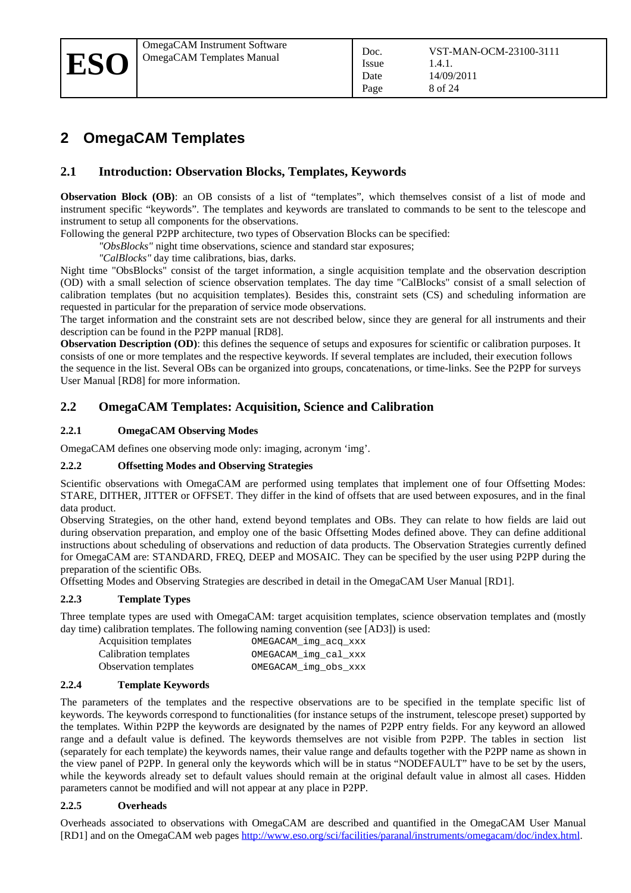# 2 OmegaCAM Templates

## 2.1 Introduction: Observation Blocks, Templates, Keywords

**Observation Block (OB)**: an OB consists of a list of "templates", which themselves consist of a list of mode and instrument specific "keywords". The templates and keywords are translated to commands to be sent to the telescope and instrument to setup all components for the observations.

Following the general P2PP architecture, two types of Observation Blocks can be specified:

*"ObsBlocks"* night time observations, science and standard star exposures;

*"CalBlocks"* day time calibrations, bias, darks.

Night time "ObsBlocks" consist of the target information, a single acquisition template and the observation description (OD) with a small selection of science observation templates. The day time "CalBlocks" consist of a small selection of calibration templates (but no acquisition templates). Besides this, constraint sets (CS) and scheduling information are requested in particular for the preparation of service mode observations.

The target information and the constraint sets are not described below, since they are general for all instruments and their description can be found in the P2PP manual [RD8].

**Observation Description (OD)**: this defines the sequence of setups and exposures for scientific or calibration purposes. It consists of one or more templates and the respective keywords. If several templates are included, their execution follows the sequence in the list. Several OBs can be organized into groups, concatenations, or time-links. See the P2PP for surveys User Manual [RD8] for more information.

## 2.2 OmegaCAM Templates: Acquisition, Science and Calibration

### 2.2.1 OmegaCAM Observing Modes

OmegaCAM defines one observing mode only: imaging, acronym 'img'.

### 2.2.2 Offsetting Modes and Observing Strategies

Scientific observations with OmegaCAM are performed using templates that implement one of four Offsetting Modes: STARE, DITHER, JITTER or OFFSET. They differ in the kind of offsets that are used between exposures, and in the final data product.

Observing Strategies, on the other hand, extend beyond templates and OBs. They can relate to how fields are laid out during observation preparation, and employ one of the basic Offsetting Modes defined above. They can define additional instructions about scheduling of observations and reduction of data products. The Observation Strategies currently defined for OmegaCAM are: STANDARD, FREQ, DEEP and MOSAIC. They can be specified by the user using P2PP during the preparation of the scientific OBs.

Offsetting Modes and Observing Strategies are described in detail in the OmegaCAM User Manual [RD1].

### 2.2.3 Template Types

Three template types are used with OmegaCAM: target acquisition templates, science observation templates and (mostly day time) calibration templates. The following naming convention (see [AD3]) is used:

| | |
|---|---|
| Acquisition templates | `OMEGACAM_img_acq_xxx` |
| Calibration templates | `OMEGACAM_img_cal_xxx` |
| Observation templates | `OMEGACAM_img_obs_xxx` |

### 2.2.4 Template Keywords

The parameters of the templates and the respective observations are to be specified in the template specific list of keywords. The keywords correspond to functionalities (for instance setups of the instrument, telescope preset) supported by the templates. Within P2PP the keywords are designated by the names of P2PP entry fields. For any keyword an allowed range and a default value is defined. The keywords themselves are not visible from P2PP. The tables in section list (separately for each template) the keywords names, their value range and defaults together with the P2PP name as shown in the view panel of P2PP. In general only the keywords which will be in status "NODEFAULT" have to be set by the users, while the keywords already set to default values should remain at the original default value in almost all cases. Hidden parameters cannot be modified and will not appear at any place in P2PP.

### 2.2.5 Overheads

Overheads associated to observations with OmegaCAM are described and quantified in the OmegaCAM User Manual [RD1] and on the OmegaCAM web pages http://www.eso.org/sci/facilities/paranal/instruments/omegacam/doc/index.html.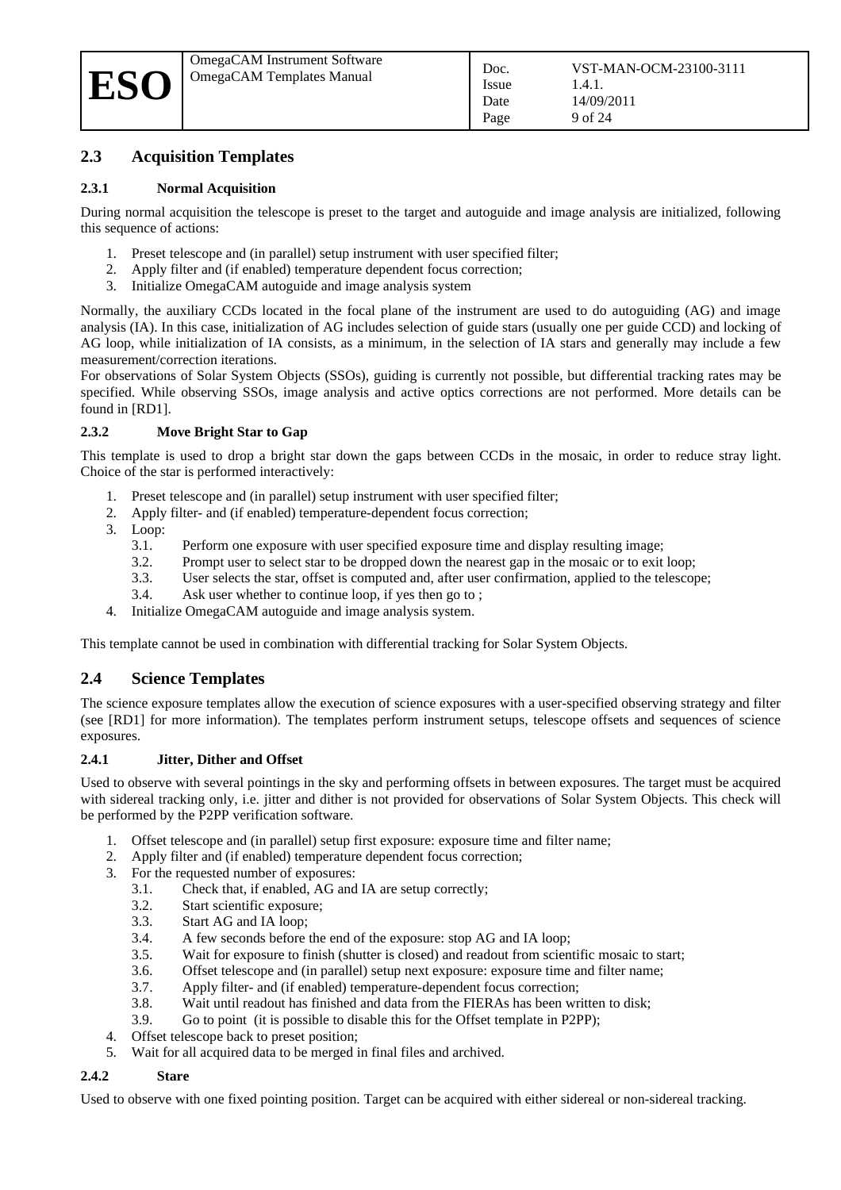## 2.3 Acquisition Templates

### 2.3.1 Normal Acquisition

During normal acquisition the telescope is preset to the target and autoguide and image analysis are initialized, following this sequence of actions:

1. Preset telescope and (in parallel) setup instrument with user specified filter;
2. Apply filter and (if enabled) temperature dependent focus correction;
3. Initialize OmegaCAM autoguide and image analysis system

Normally, the auxiliary CCDs located in the focal plane of the instrument are used to do autoguiding (AG) and image analysis (IA). In this case, initialization of AG includes selection of guide stars (usually one per guide CCD) and locking of AG loop, while initialization of IA consists, as a minimum, in the selection of IA stars and generally may include a few measurement/correction iterations.

For observations of Solar System Objects (SSOs), guiding is currently not possible, but differential tracking rates may be specified. While observing SSOs, image analysis and active optics corrections are not performed. More details can be found in [RD1].

### 2.3.2 Move Bright Star to Gap

This template is used to drop a bright star down the gaps between CCDs in the mosaic, in order to reduce stray light. Choice of the star is performed interactively:

1. Preset telescope and (in parallel) setup instrument with user specified filter;
2. Apply filter- and (if enabled) temperature-dependent focus correction;
3. Loop:
   - 3.1. Perform one exposure with user specified exposure time and display resulting image;
   - 3.2. Prompt user to select star to be dropped down the nearest gap in the mosaic or to exit loop;
   - 3.3. User selects the star, offset is computed and, after user confirmation, applied to the telescope;
   - 3.4. Ask user whether to continue loop, if yes then go to ;
4. Initialize OmegaCAM autoguide and image analysis system.

This template cannot be used in combination with differential tracking for Solar System Objects.

## 2.4 Science Templates

The science exposure templates allow the execution of science exposures with a user-specified observing strategy and filter (see [RD1] for more information). The templates perform instrument setups, telescope offsets and sequences of science exposures.

### 2.4.1 Jitter, Dither and Offset

Used to observe with several pointings in the sky and performing offsets in between exposures. The target must be acquired with sidereal tracking only, i.e. jitter and dither is not provided for observations of Solar System Objects. This check will be performed by the P2PP verification software.

1. Offset telescope and (in parallel) setup first exposure: exposure time and filter name;
2. Apply filter and (if enabled) temperature dependent focus correction;
3. For the requested number of exposures:
   - 3.1. Check that, if enabled, AG and IA are setup correctly;
   - 3.2. Start scientific exposure;
   - 3.3. Start AG and IA loop;
   - 3.4. A few seconds before the end of the exposure: stop AG and IA loop;
   - 3.5. Wait for exposure to finish (shutter is closed) and readout from scientific mosaic to start;
   - 3.6. Offset telescope and (in parallel) setup next exposure: exposure time and filter name;
   - 3.7. Apply filter- and (if enabled) temperature-dependent focus correction;
   - 3.8. Wait until readout has finished and data from the FIERAs has been written to disk;
   - 3.9. Go to point (it is possible to disable this for the Offset template in P2PP);
4. Offset telescope back to preset position;
5. Wait for all acquired data to be merged in final files and archived.

### 2.4.2 Stare

Used to observe with one fixed pointing position. Target can be acquired with either sidereal or non-sidereal tracking.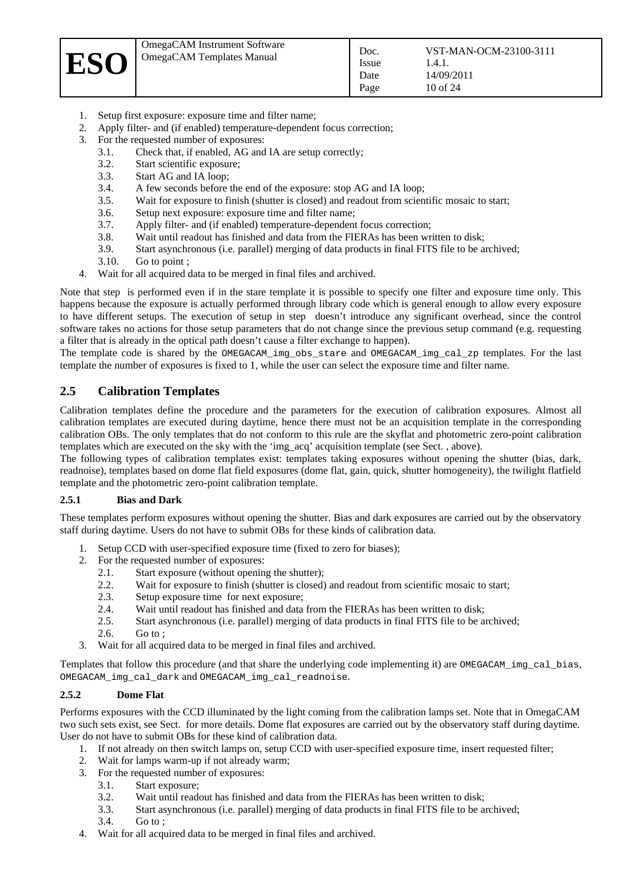1. Setup first exposure: exposure time and filter name;
2. Apply filter- and (if enabled) temperature-dependent focus correction;
3. For the requested number of exposures:
   3.1. Check that, if enabled, AG and IA are setup correctly;
   3.2. Start scientific exposure;
   3.3. Start AG and IA loop;
   3.4. A few seconds before the end of the exposure: stop AG and IA loop;
   3.5. Wait for exposure to finish (shutter is closed) and readout from scientific mosaic to start;
   3.6. Setup next exposure: exposure time and filter name;
   3.7. Apply filter- and (if enabled) temperature-dependent focus correction;
   3.8. Wait until readout has finished and data from the FIERAs has been written to disk;
   3.9. Start asynchronous (i.e. parallel) merging of data products in final FITS file to be archived;
   3.10. Go to point ;
4. Wait for all acquired data to be merged in final files and archived.

Note that step  is performed even if in the stare template it is possible to specify one filter and exposure time only. This happens because the exposure is actually performed through library code which is general enough to allow every exposure to have different setups. The execution of setup in step  doesn't introduce any significant overhead, since the control software takes no actions for those setup parameters that do not change since the previous setup command (e.g. requesting a filter that is already in the optical path doesn't cause a filter exchange to happen).
The template code is shared by the `OMEGACAM_img_obs_stare` and `OMEGACAM_img_cal_zp` templates. For the last template the number of exposures is fixed to 1, while the user can select the exposure time and filter name.

## 2.5 Calibration Templates

Calibration templates define the procedure and the parameters for the execution of calibration exposures. Almost all calibration templates are executed during daytime, hence there must not be an acquisition template in the corresponding calibration OBs. The only templates that do not conform to this rule are the skyflat and photometric zero-point calibration templates which are executed on the sky with the 'img_acq' acquisition template (see Sect. , above).
The following types of calibration templates exist: templates taking exposures without opening the shutter (bias, dark, readnoise), templates based on dome flat field exposures (dome flat, gain, quick, shutter homogeneity), the twilight flatfield template and the photometric zero-point calibration template.

### 2.5.1 Bias and Dark

These templates perform exposures without opening the shutter. Bias and dark exposures are carried out by the observatory staff during daytime. Users do not have to submit OBs for these kinds of calibration data.

1. Setup CCD with user-specified exposure time (fixed to zero for biases);
2. For the requested number of exposures:
   2.1. Start exposure (without opening the shutter);
   2.2. Wait for exposure to finish (shutter is closed) and readout from scientific mosaic to start;
   2.3. Setup exposure time  for next exposure;
   2.4. Wait until readout has finished and data from the FIERAs has been written to disk;
   2.5. Start asynchronous (i.e. parallel) merging of data products in final FITS file to be archived;
   2.6. Go to ;
3. Wait for all acquired data to be merged in final files and archived.

Templates that follow this procedure (and that share the underlying code implementing it) are `OMEGACAM_img_cal_bias`, `OMEGACAM_img_cal_dark` and `OMEGACAM_img_cal_readnoise`.

### 2.5.2 Dome Flat

Performs exposures with the CCD illuminated by the light coming from the calibration lamps set. Note that in OmegaCAM two such sets exist, see Sect.  for more details. Dome flat exposures are carried out by the observatory staff during daytime. User do not have to submit OBs for these kind of calibration data.

1. If not already on then switch lamps on, setup CCD with user-specified exposure time, insert requested filter;
2. Wait for lamps warm-up if not already warm;
3. For the requested number of exposures:
   3.1. Start exposure;
   3.2. Wait until readout has finished and data from the FIERAs has been written to disk;
   3.3. Start asynchronous (i.e. parallel) merging of data products in final FITS file to be archived;
   3.4. Go to ;
4. Wait for all acquired data to be merged in final files and archived.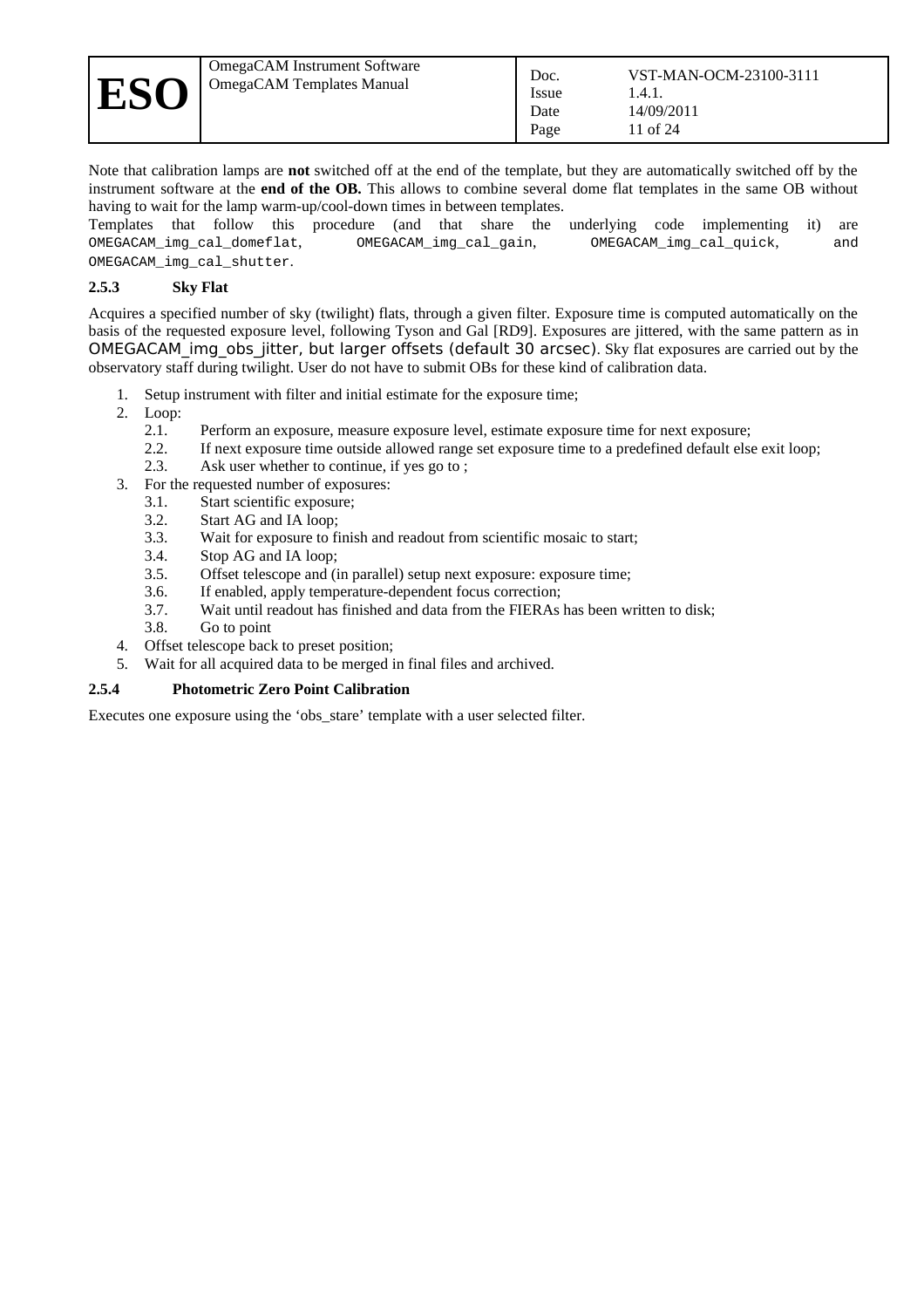Note that calibration lamps are **not** switched off at the end of the template, but they are automatically switched off by the instrument software at the **end of the OB.** This allows to combine several dome flat templates in the same OB without having to wait for the lamp warm-up/cool-down times in between templates.

Templates that follow this procedure (and that share the underlying code implementing it) are `OMEGACAM_img_cal_domeflat`, `OMEGACAM_img_cal_gain`, `OMEGACAM_img_cal_quick`, and `OMEGACAM_img_cal_shutter`.

### 2.5.3 Sky Flat

Acquires a specified number of sky (twilight) flats, through a given filter. Exposure time is computed automatically on the basis of the requested exposure level, following Tyson and Gal [RD9]. Exposures are jittered, with the same pattern as in OMEGACAM_img_obs_jitter, but larger offsets (default 30 arcsec). Sky flat exposures are carried out by the observatory staff during twilight. User do not have to submit OBs for these kind of calibration data.

1. Setup instrument with filter and initial estimate for the exposure time;
2. Loop:
   - 2.1. Perform an exposure, measure exposure level, estimate exposure time for next exposure;
   - 2.2. If next exposure time outside allowed range set exposure time to a predefined default else exit loop;
   - 2.3. Ask user whether to continue, if yes go to ;
3. For the requested number of exposures:
   - 3.1. Start scientific exposure;
   - 3.2. Start AG and IA loop;
   - 3.3. Wait for exposure to finish and readout from scientific mosaic to start;
   - 3.4. Stop AG and IA loop;
   - 3.5. Offset telescope and (in parallel) setup next exposure: exposure time;
   - 3.6. If enabled, apply temperature-dependent focus correction;
   - 3.7. Wait until readout has finished and data from the FIERAs has been written to disk;
   - 3.8. Go to point
4. Offset telescope back to preset position;
5. Wait for all acquired data to be merged in final files and archived.

### 2.5.4 Photometric Zero Point Calibration

Executes one exposure using the 'obs_stare' template with a user selected filter.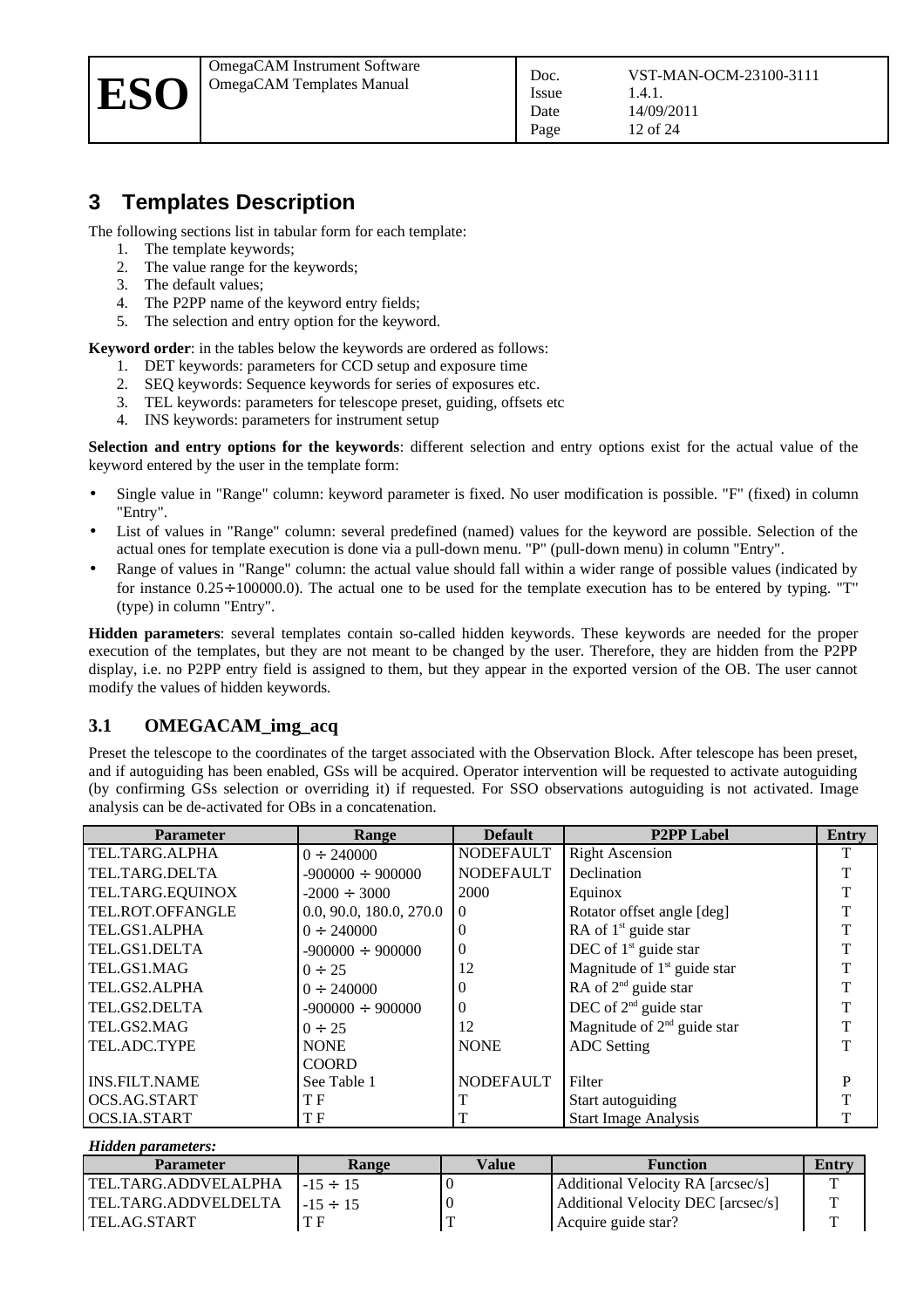# 3 Templates Description

The following sections list in tabular form for each template:

1. The template keywords;
2. The value range for the keywords;
3. The default values;
4. The P2PP name of the keyword entry fields;
5. The selection and entry option for the keyword.

**Keyword order**: in the tables below the keywords are ordered as follows:

1. DET keywords: parameters for CCD setup and exposure time
2. SEQ keywords: Sequence keywords for series of exposures etc.
3. TEL keywords: parameters for telescope preset, guiding, offsets etc
4. INS keywords: parameters for instrument setup

**Selection and entry options for the keywords**: different selection and entry options exist for the actual value of the keyword entered by the user in the template form:

- Single value in "Range" column: keyword parameter is fixed. No user modification is possible. "F" (fixed) in column "Entry".
- List of values in "Range" column: several predefined (named) values for the keyword are possible. Selection of the actual ones for template execution is done via a pull-down menu. "P" (pull-down menu) in column "Entry".
- Range of values in "Range" column: the actual value should fall within a wider range of possible values (indicated by for instance 0.25÷100000.0). The actual one to be used for the template execution has to be entered by typing. "T" (type) in column "Entry".

**Hidden parameters**: several templates contain so-called hidden keywords. These keywords are needed for the proper execution of the templates, but they are not meant to be changed by the user. Therefore, they are hidden from the P2PP display, i.e. no P2PP entry field is assigned to them, but they appear in the exported version of the OB. The user cannot modify the values of hidden keywords.

## 3.1 OMEGACAM_img_acq

Preset the telescope to the coordinates of the target associated with the Observation Block. After telescope has been preset, and if autoguiding has been enabled, GSs will be acquired. Operator intervention will be requested to activate autoguiding (by confirming GSs selection or overriding it) if requested. For SSO observations autoguiding is not activated. Image analysis can be de-activated for OBs in a concatenation.

| Parameter | Range | Default | P2PP Label | Entry |
|---|---|---|---|---|
| TEL.TARG.ALPHA | 0 ÷ 240000 | NODEFAULT | Right Ascension | T |
| TEL.TARG.DELTA | -900000 ÷ 900000 | NODEFAULT | Declination | T |
| TEL.TARG.EQUINOX | -2000 ÷ 3000 | 2000 | Equinox | T |
| TEL.ROT.OFFANGLE | 0.0, 90.0, 180.0, 270.0 | 0 | Rotator offset angle [deg] | T |
| TEL.GS1.ALPHA | 0 ÷ 240000 | 0 | RA of 1st guide star | T |
| TEL.GS1.DELTA | -900000 ÷ 900000 | 0 | DEC of 1st guide star | T |
| TEL.GS1.MAG | 0 ÷ 25 | 12 | Magnitude of 1st guide star | T |
| TEL.GS2.ALPHA | 0 ÷ 240000 | 0 | RA of 2nd guide star | T |
| TEL.GS2.DELTA | -900000 ÷ 900000 | 0 | DEC of 2nd guide star | T |
| TEL.GS2.MAG | 0 ÷ 25 | 12 | Magnitude of 2nd guide star | T |
| TEL.ADC.TYPE | NONE COORD | NONE | ADC Setting | T |
| INS.FILT.NAME | See Table 1 | NODEFAULT | Filter | P |
| OCS.AG.START | T F | T | Start autoguiding | T |
| OCS.IA.START | T F | T | Start Image Analysis | T |

***Hidden parameters:***

| Parameter | Range | Value | Function | Entry |
|---|---|---|---|---|
| TEL.TARG.ADDVELALPHA | -15 ÷ 15 | 0 | Additional Velocity RA [arcsec/s] | T |
| TEL.TARG.ADDVELDELTA | -15 ÷ 15 | 0 | Additional Velocity DEC [arcsec/s] | T |
| TEL.AG.START | T F | T | Acquire guide star? | T |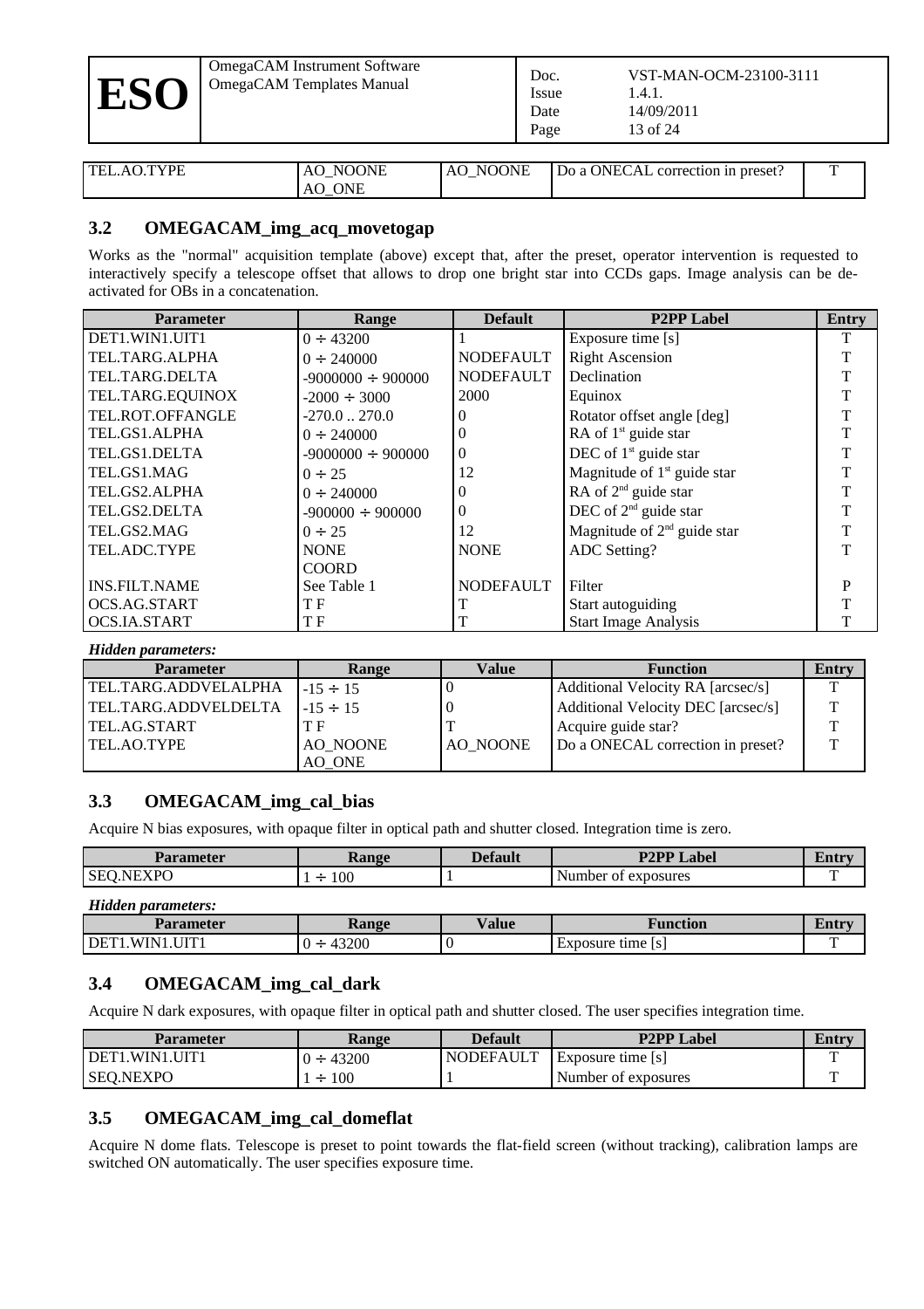| TEL.AO.TYPE | AO_NOONE AO_ONE | AO_NOONE | Do a ONECAL correction in preset? | T |
|---|---|---|---|---|

## 3.2 OMEGACAM_img_acq_movetogap

Works as the "normal" acquisition template (above) except that, after the preset, operator intervention is requested to interactively specify a telescope offset that allows to drop one bright star into CCDs gaps. Image analysis can be de-activated for OBs in a concatenation.

| Parameter | Range | Default | P2PP Label | Entry |
|---|---|---|---|---|
| DET1.WIN1.UIT1 | 0 ÷ 43200 | 1 | Exposure time [s] | T |
| TEL.TARG.ALPHA | 0 ÷ 240000 | NODEFAULT | Right Ascension | T |
| TEL.TARG.DELTA | -9000000 ÷ 900000 | NODEFAULT | Declination | T |
| TEL.TARG.EQUINOX | -2000 ÷ 3000 | 2000 | Equinox | T |
| TEL.ROT.OFFANGLE | -270.0 .. 270.0 | 0 | Rotator offset angle [deg] | T |
| TEL.GS1.ALPHA | 0 ÷ 240000 | 0 | RA of 1st guide star | T |
| TEL.GS1.DELTA | -9000000 ÷ 900000 | 0 | DEC of 1st guide star | T |
| TEL.GS1.MAG | 0 ÷ 25 | 12 | Magnitude of 1st guide star | T |
| TEL.GS2.ALPHA | 0 ÷ 240000 | 0 | RA of 2nd guide star | T |
| TEL.GS2.DELTA | -900000 ÷ 900000 | 0 | DEC of 2nd guide star | T |
| TEL.GS2.MAG | 0 ÷ 25 | 12 | Magnitude of 2nd guide star | T |
| TEL.ADC.TYPE | NONE COORD | NONE | ADC Setting? | T |
| INS.FILT.NAME | See Table 1 | NODEFAULT | Filter | P |
| OCS.AG.START | T F | T | Start autoguiding | T |
| OCS.IA.START | T F | T | Start Image Analysis | T |

***Hidden parameters:***

| Parameter | Range | Value | Function | Entry |
|---|---|---|---|---|
| TEL.TARG.ADDVELALPHA | -15 ÷ 15 | 0 | Additional Velocity RA [arcsec/s] | T |
| TEL.TARG.ADDVELDELTA | -15 ÷ 15 | 0 | Additional Velocity DEC [arcsec/s] | T |
| TEL.AG.START | T F | T | Acquire guide star? | T |
| TEL.AO.TYPE | AO_NOONE AO_ONE | AO_NOONE | Do a ONECAL correction in preset? | T |

## 3.3 OMEGACAM_img_cal_bias

Acquire N bias exposures, with opaque filter in optical path and shutter closed. Integration time is zero.

| Parameter | Range | Default | P2PP Label | Entry |
|---|---|---|---|---|
| SEQ.NEXPO | 1 ÷ 100 | 1 | Number of exposures | T |

***Hidden parameters:***

| Parameter | Range | Value | Function | Entry |
|---|---|---|---|---|
| DET1.WIN1.UIT1 | 0 ÷ 43200 | 0 | Exposure time [s] | T |

## 3.4 OMEGACAM_img_cal_dark

Acquire N dark exposures, with opaque filter in optical path and shutter closed. The user specifies integration time.

| Parameter | Range | Default | P2PP Label | Entry |
|---|---|---|---|---|
| DET1.WIN1.UIT1 | 0 ÷ 43200 | NODEFAULT | Exposure time [s] | T |
| SEQ.NEXPO | 1 ÷ 100 | 1 | Number of exposures | T |

## 3.5 OMEGACAM_img_cal_domeflat

Acquire N dome flats. Telescope is preset to point towards the flat-field screen (without tracking), calibration lamps are switched ON automatically. The user specifies exposure time.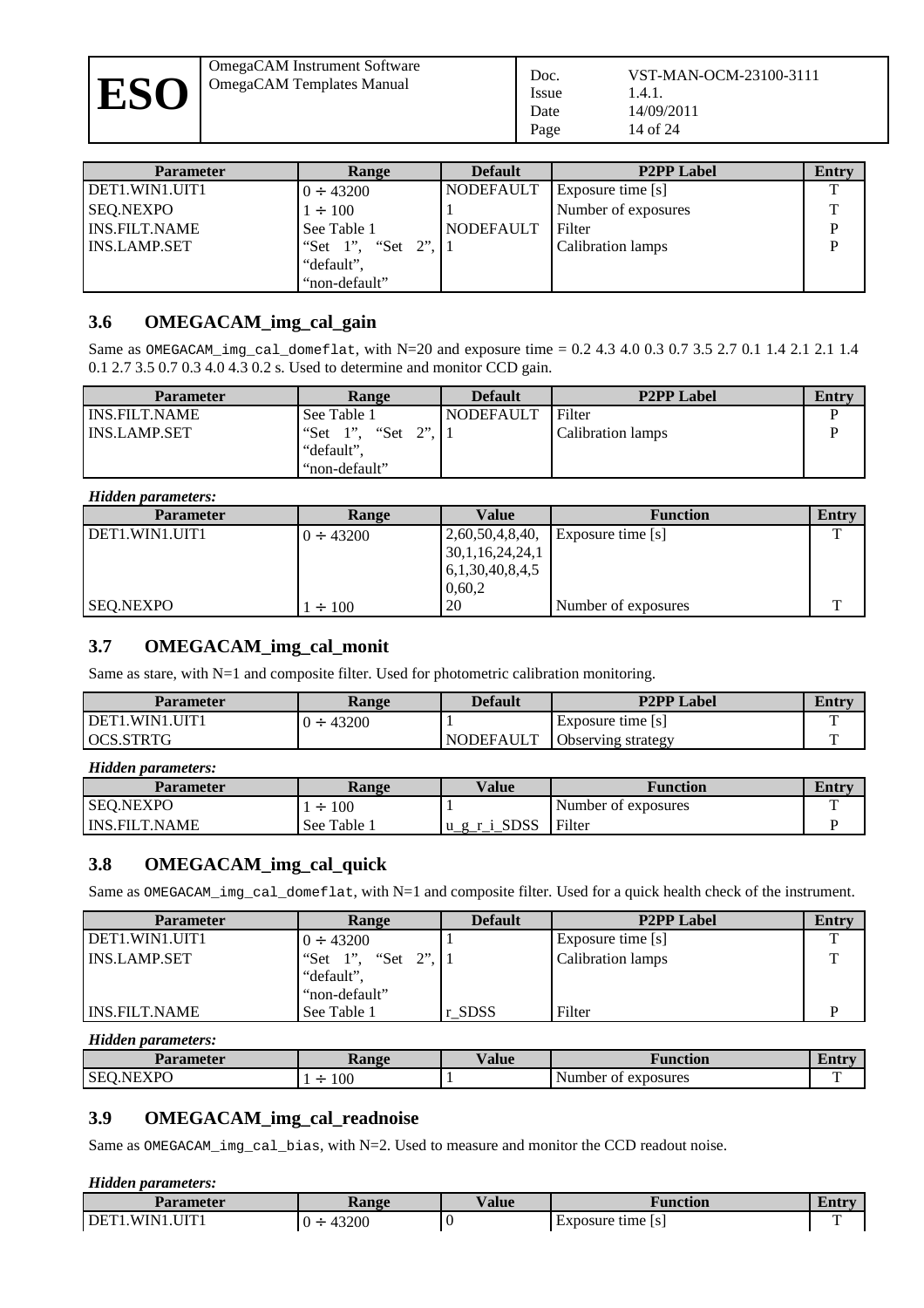| Parameter | Range | Default | P2PP Label | Entry |
|---|---|---|---|---|
| DET1.WIN1.UIT1 | 0 ÷ 43200 | NODEFAULT | Exposure time [s] | T |
| SEQ.NEXPO | 1 ÷ 100 | 1 | Number of exposures | T |
| INS.FILT.NAME | See Table 1 | NODEFAULT | Filter | P |
| INS.LAMP.SET | "Set 1", "Set 2", "default", "non-default" | 1 | Calibration lamps | P |

## 3.6 OMEGACAM_img_cal_gain

Same as `OMEGACAM_img_cal_domeflat`, with N=20 and exposure time = 0.2 4.3 4.0 0.3 0.7 3.5 2.7 0.1 1.4 2.1 2.1 1.4 0.1 2.7 3.5 0.7 0.3 4.0 4.3 0.2 s. Used to determine and monitor CCD gain.

| Parameter | Range | Default | P2PP Label | Entry |
|---|---|---|---|---|
| INS.FILT.NAME | See Table 1 | NODEFAULT | Filter | P |
| INS.LAMP.SET | "Set 1", "Set 2", "default", "non-default" | 1 | Calibration lamps | P |

***Hidden parameters:***

| Parameter | Range | Value | Function | Entry |
|---|---|---|---|---|
| DET1.WIN1.UIT1 | 0 ÷ 43200 | 2,60,50,4,8,40, 30,1,16,24,24,1 6,1,30,40,8,4,5 0,60,2 | Exposure time [s] | T |
| SEQ.NEXPO | 1 ÷ 100 | 20 | Number of exposures | T |

## 3.7 OMEGACAM_img_cal_monit

Same as stare, with N=1 and composite filter. Used for photometric calibration monitoring.

| Parameter | Range | Default | P2PP Label | Entry |
|---|---|---|---|---|
| DET1.WIN1.UIT1 | 0 ÷ 43200 | 1 | Exposure time [s] | T |
| OCS.STRTG | | NODEFAULT | Observing strategy | T |

***Hidden parameters:***

| Parameter | Range | Value | Function | Entry |
|---|---|---|---|---|
| SEQ.NEXPO | 1 ÷ 100 | 1 | Number of exposures | T |
| INS.FILT.NAME | See Table 1 | u_g_r_i_SDSS | Filter | P |

## 3.8 OMEGACAM_img_cal_quick

Same as `OMEGACAM_img_cal_domeflat`, with N=1 and composite filter. Used for a quick health check of the instrument.

| Parameter | Range | Default | P2PP Label | Entry |
|---|---|---|---|---|
| DET1.WIN1.UIT1 | 0 ÷ 43200 | 1 | Exposure time [s] | T |
| INS.LAMP.SET | "Set 1", "Set 2", "default", "non-default" | 1 | Calibration lamps | T |
| INS.FILT.NAME | See Table 1 | r_SDSS | Filter | P |

***Hidden parameters:***

| Parameter | Range | Value | Function | Entry |
|---|---|---|---|---|
| SEQ.NEXPO | 1 ÷ 100 | 1 | Number of exposures | T |

## 3.9 OMEGACAM_img_cal_readnoise

Same as `OMEGACAM_img_cal_bias`, with N=2. Used to measure and monitor the CCD readout noise.

***Hidden parameters:***

| Parameter | Range | Value | Function | Entry |
|---|---|---|---|---|
| DET1.WIN1.UIT1 | 0 ÷ 43200 | 0 | Exposure time [s] | T |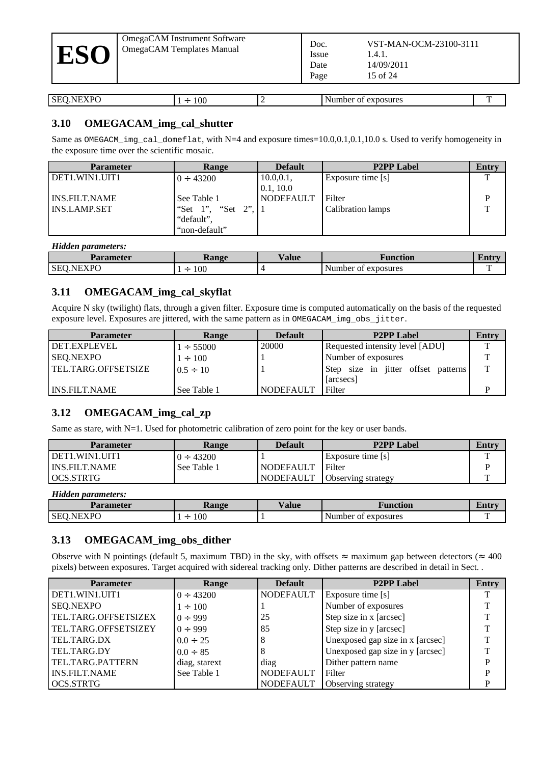| SEQ.NEXPO | 1 ÷ 100 | 2 | Number of exposures | T |
|---|---|---|---|---|

### 3.10 OMEGACAM_img_cal_shutter

Same as OMEGACM_img_cal_domeflat, with N=4 and exposure times=10.0,0.1,0.1,10.0 s. Used to verify homogeneity in the exposure time over the scientific mosaic.

| Parameter | Range | Default | P2PP Label | Entry |
|---|---|---|---|---|
| DET1.WIN1.UIT1 | 0 ÷ 43200 | 10.0,0.1, 0.1, 10.0 | Exposure time [s] | T |
| INS.FILT.NAME | See Table 1 | NODEFAULT | Filter | P |
| INS.LAMP.SET | "Set 1", "Set 2", "default", "non-default" | 1 | Calibration lamps | T |

*Hidden parameters:*

| Parameter | Range | Value | Function | Entry |
|---|---|---|---|---|
| SEQ.NEXPO | 1 ÷ 100 | 4 | Number of exposures | T |

### 3.11 OMEGACAM_img_cal_skyflat

Acquire N sky (twilight) flats, through a given filter. Exposure time is computed automatically on the basis of the requested exposure level. Exposures are jittered, with the same pattern as in OMEGACAM_img_obs_jitter.

| Parameter | Range | Default | P2PP Label | Entry |
|---|---|---|---|---|
| DET.EXPLEVEL | 1 ÷ 55000 | 20000 | Requested intensity level [ADU] | T |
| SEQ.NEXPO | 1 ÷ 100 | 1 | Number of exposures | T |
| TEL.TARG.OFFSETSIZE | 0.5 ÷ 10 | 1 | Step size in jitter offset patterns [arcsecs] | T |
| INS.FILT.NAME | See Table 1 | NODEFAULT | Filter | P |

### 3.12 OMEGACAM_img_cal_zp

Same as stare, with N=1. Used for photometric calibration of zero point for the key or user bands.

| Parameter | Range | Default | P2PP Label | Entry |
|---|---|---|---|---|
| DET1.WIN1.UIT1 | 0 ÷ 43200 | 1 | Exposure time [s] | T |
| INS.FILT.NAME | See Table 1 | NODEFAULT | Filter | P |
| OCS.STRTG | | NODEFAULT | Observing strategy | T |

*Hidden parameters:*

| Parameter | Range | Value | Function | Entry |
|---|---|---|---|---|
| SEQ.NEXPO | 1 ÷ 100 | 1 | Number of exposures | T |

### 3.13 OMEGACAM_img_obs_dither

Observe with N pointings (default 5, maximum TBD) in the sky, with offsets ≈ maximum gap between detectors (≈ 400 pixels) between exposures. Target acquired with sidereal tracking only. Dither patterns are described in detail in Sect. .

| Parameter | Range | Default | P2PP Label | Entry |
|---|---|---|---|---|
| DET1.WIN1.UIT1 | 0 ÷ 43200 | NODEFAULT | Exposure time [s] | T |
| SEQ.NEXPO | 1 ÷ 100 | 1 | Number of exposures | T |
| TEL.TARG.OFFSETSIZEX | 0 ÷ 999 | 25 | Step size in x [arcsec] | T |
| TEL.TARG.OFFSETSIZEY | 0 ÷ 999 | 85 | Step size in y [arcsec] | T |
| TEL.TARG.DX | 0.0 ÷ 25 | 8 | Unexposed gap size in x [arcsec] | T |
| TEL.TARG.DY | 0.0 ÷ 85 | 8 | Unexposed gap size in y [arcsec] | T |
| TEL.TARG.PATTERN | diag, starext | diag | Dither pattern name | P |
| INS.FILT.NAME | See Table 1 | NODEFAULT | Filter | P |
| OCS.STRTG | | NODEFAULT | Observing strategy | P |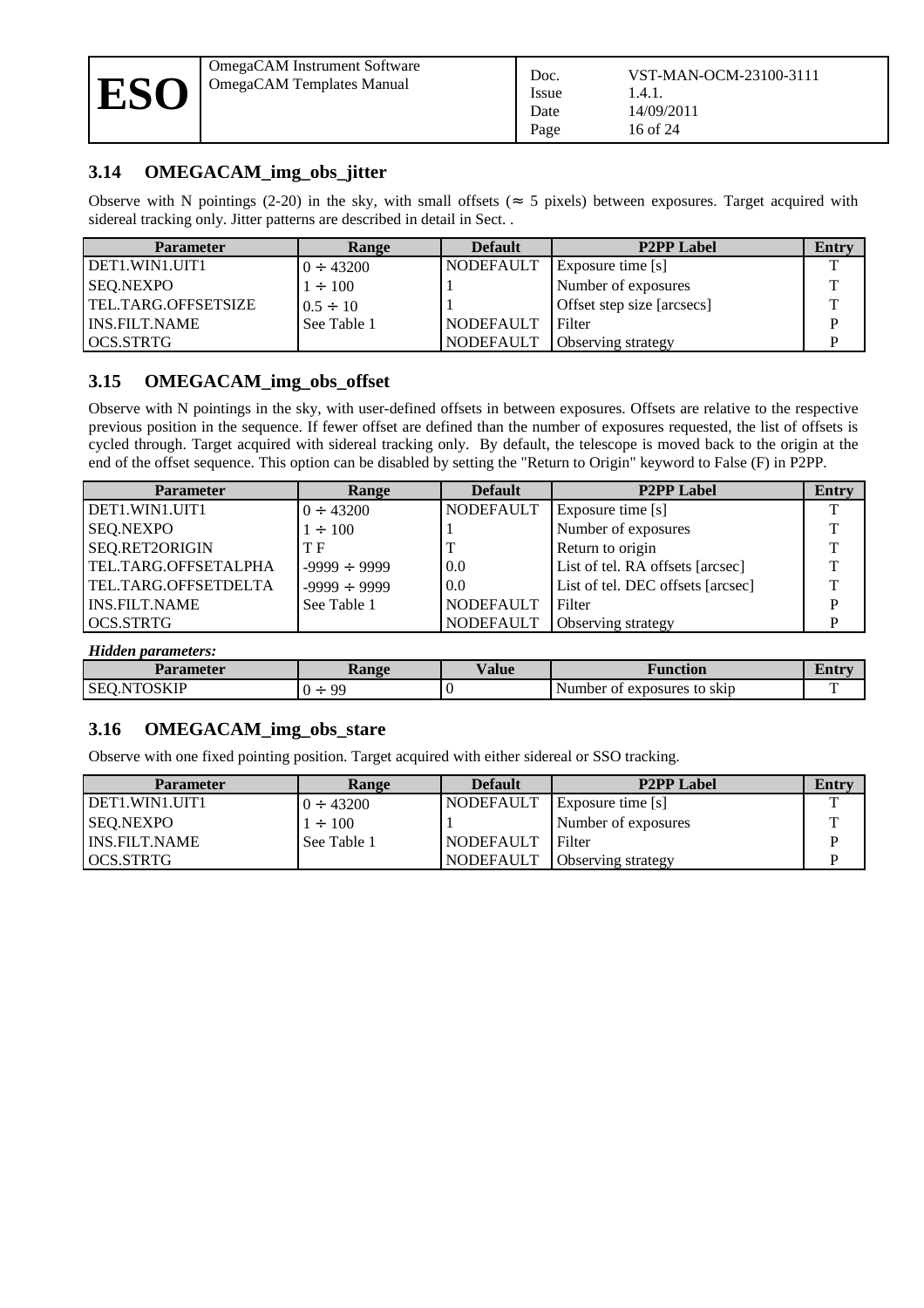## 3.14 OMEGACAM_img_obs_jitter

Observe with N pointings (2-20) in the sky, with small offsets ($\approx$ 5 pixels) between exposures. Target acquired with sidereal tracking only. Jitter patterns are described in detail in Sect. .

| Parameter | Range | Default | P2PP Label | Entry |
|---|---|---|---|---|
| DET1.WIN1.UIT1 | $0 \div 43200$ | NODEFAULT | Exposure time [s] | T |
| SEQ.NEXPO | $1 \div 100$ | 1 | Number of exposures | T |
| TEL.TARG.OFFSETSIZE | $0.5 \div 10$ | 1 | Offset step size [arcsecs] | T |
| INS.FILT.NAME | See Table 1 | NODEFAULT | Filter | P |
| OCS.STRTG | | NODEFAULT | Observing strategy | P |

## 3.15 OMEGACAM_img_obs_offset

Observe with N pointings in the sky, with user-defined offsets in between exposures. Offsets are relative to the respective previous position in the sequence. If fewer offset are defined than the number of exposures requested, the list of offsets is cycled through. Target acquired with sidereal tracking only. By default, the telescope is moved back to the origin at the end of the offset sequence. This option can be disabled by setting the "Return to Origin" keyword to False (F) in P2PP.

| Parameter | Range | Default | P2PP Label | Entry |
|---|---|---|---|---|
| DET1.WIN1.UIT1 | $0 \div 43200$ | NODEFAULT | Exposure time [s] | T |
| SEQ.NEXPO | $1 \div 100$ | 1 | Number of exposures | T |
| SEQ.RET2ORIGIN | T F | T | Return to origin | T |
| TEL.TARG.OFFSETALPHA | $-9999 \div 9999$ | 0.0 | List of tel. RA offsets [arcsec] | T |
| TEL.TARG.OFFSETDELTA | $-9999 \div 9999$ | 0.0 | List of tel. DEC offsets [arcsec] | T |
| INS.FILT.NAME | See Table 1 | NODEFAULT | Filter | P |
| OCS.STRTG | | NODEFAULT | Observing strategy | P |

***Hidden parameters:***

| Parameter | Range | Value | Function | Entry |
|---|---|---|---|---|
| SEQ.NTOSKIP | $0 \div 99$ | 0 | Number of exposures to skip | T |

## 3.16 OMEGACAM_img_obs_stare

Observe with one fixed pointing position. Target acquired with either sidereal or SSO tracking.

| Parameter | Range | Default | P2PP Label | Entry |
|---|---|---|---|---|
| DET1.WIN1.UIT1 | $0 \div 43200$ | NODEFAULT | Exposure time [s] | T |
| SEQ.NEXPO | $1 \div 100$ | 1 | Number of exposures | T |
| INS.FILT.NAME | See Table 1 | NODEFAULT | Filter | P |
| OCS.STRTG | | NODEFAULT | Observing strategy | P |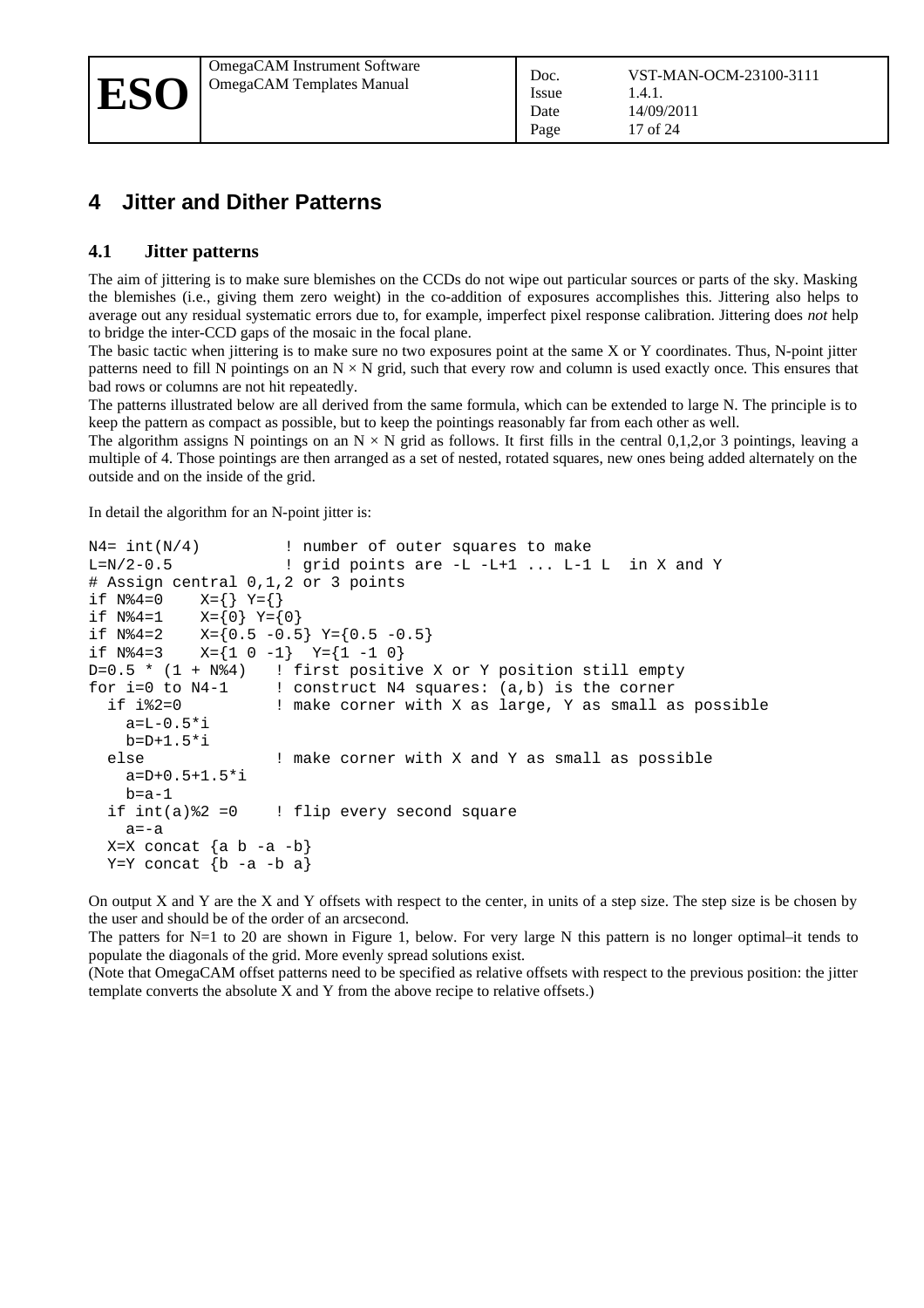# 4 Jitter and Dither Patterns

## 4.1 Jitter patterns

The aim of jittering is to make sure blemishes on the CCDs do not wipe out particular sources or parts of the sky. Masking the blemishes (i.e., giving them zero weight) in the co-addition of exposures accomplishes this. Jittering also helps to average out any residual systematic errors due to, for example, imperfect pixel response calibration. Jittering does *not* help to bridge the inter-CCD gaps of the mosaic in the focal plane.

The basic tactic when jittering is to make sure no two exposures point at the same X or Y coordinates. Thus, N-point jitter patterns need to fill N pointings on an N × N grid, such that every row and column is used exactly once. This ensures that bad rows or columns are not hit repeatedly.

The patterns illustrated below are all derived from the same formula, which can be extended to large N. The principle is to keep the pattern as compact as possible, but to keep the pointings reasonably far from each other as well.

The algorithm assigns N pointings on an N × N grid as follows. It first fills in the central 0,1,2,or 3 pointings, leaving a multiple of 4. Those pointings are then arranged as a set of nested, rotated squares, new ones being added alternately on the outside and on the inside of the grid.

In detail the algorithm for an N-point jitter is:

```
N4= int(N/4)          ! number of outer squares to make
L=N/2-0.5             ! grid points are -L -L+1 ... L-1 L  in X and Y
# Assign central 0,1,2 or 3 points
if N%4=0    X={} Y={}
if N%4=1    X={0} Y={0}
if N%4=2    X={0.5 -0.5} Y={0.5 -0.5}
if N%4=3    X={1 0 -1}  Y={1 -1 0}
D=0.5 * (1 + N%4)   ! first positive X or Y position still empty
for i=0 to N4-1     ! construct N4 squares: (a,b) is the corner
  if i%2=0          ! make corner with X as large, Y as small as possible
    a=L-0.5*i
    b=D+1.5*i
  else              ! make corner with X and Y as small as possible
    a=D+0.5+1.5*i
    b=a-1
  if int(a)%2 =0    ! flip every second square
    a=-a
  X=X concat {a b -a -b}
  Y=Y concat {b -a -b a}
```

On output X and Y are the X and Y offsets with respect to the center, in units of a step size. The step size is be chosen by the user and should be of the order of an arcsecond.

The patters for N=1 to 20 are shown in Figure 1, below. For very large N this pattern is no longer optimal–it tends to populate the diagonals of the grid. More evenly spread solutions exist.

(Note that OmegaCAM offset patterns need to be specified as relative offsets with respect to the previous position: the jitter template converts the absolute X and Y from the above recipe to relative offsets.)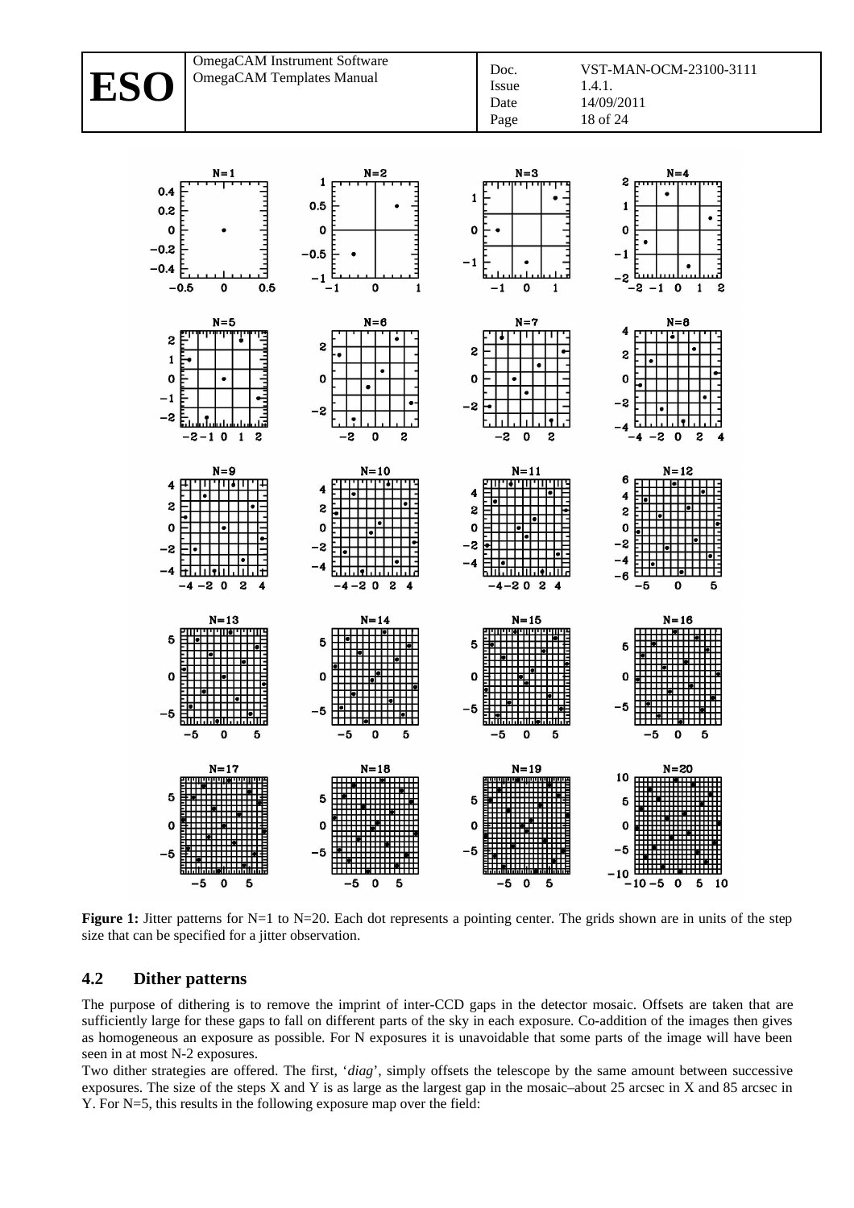**Figure 1:** Jitter patterns for N=1 to N=20. Each dot represents a pointing center. The grids shown are in units of the step size that can be specified for a jitter observation.

## 4.2 Dither patterns

The purpose of dithering is to remove the imprint of inter-CCD gaps in the detector mosaic. Offsets are taken that are sufficiently large for these gaps to fall on different parts of the sky in each exposure. Co-addition of the images then gives as homogeneous an exposure as possible. For N exposures it is unavoidable that some parts of the image will have been seen in at most N-2 exposures.

Two dither strategies are offered. The first, '*diag*', simply offsets the telescope by the same amount between successive exposures. The size of the steps X and Y is as large as the largest gap in the mosaic–about 25 arcsec in X and 85 arcsec in Y. For N=5, this results in the following exposure map over the field: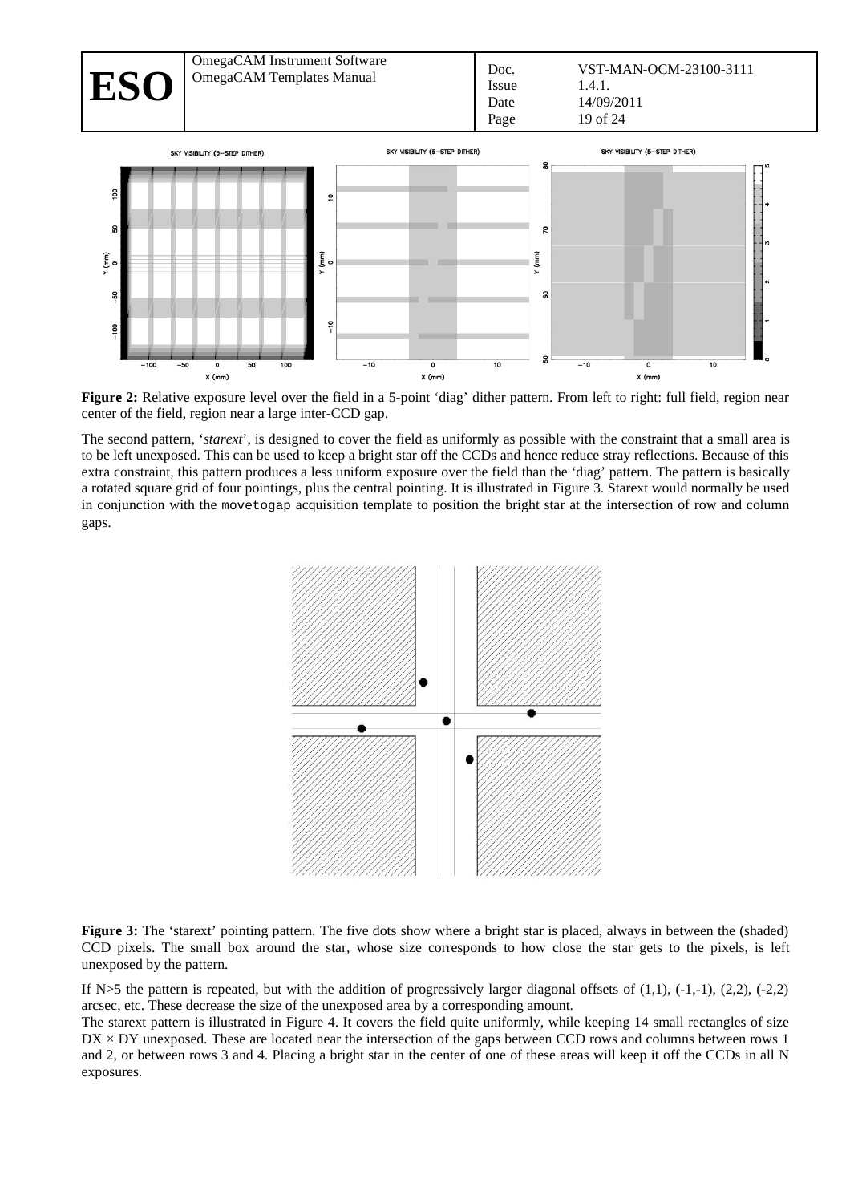**Figure 2:** Relative exposure level over the field in a 5-point 'diag' dither pattern. From left to right: full field, region near center of the field, region near a large inter-CCD gap.

The second pattern, '*starext*', is designed to cover the field as uniformly as possible with the constraint that a small area is to be left unexposed. This can be used to keep a bright star off the CCDs and hence reduce stray reflections. Because of this extra constraint, this pattern produces a less uniform exposure over the field than the 'diag' pattern. The pattern is basically a rotated square grid of four pointings, plus the central pointing. It is illustrated in Figure 3. Starext would normally be used in conjunction with the `movetogap` acquisition template to position the bright star at the intersection of row and column gaps.

**Figure 3:** The 'starext' pointing pattern. The five dots show where a bright star is placed, always in between the (shaded) CCD pixels. The small box around the star, whose size corresponds to how close the star gets to the pixels, is left unexposed by the pattern.

If N>5 the pattern is repeated, but with the addition of progressively larger diagonal offsets of (1,1), (-1,-1), (2,2), (-2,2) arcsec, etc. These decrease the size of the unexposed area by a corresponding amount.
The starext pattern is illustrated in Figure 4. It covers the field quite uniformly, while keeping 14 small rectangles of size DX × DY unexposed. These are located near the intersection of the gaps between CCD rows and columns between rows 1 and 2, or between rows 3 and 4. Placing a bright star in the center of one of these areas will keep it off the CCDs in all N exposures.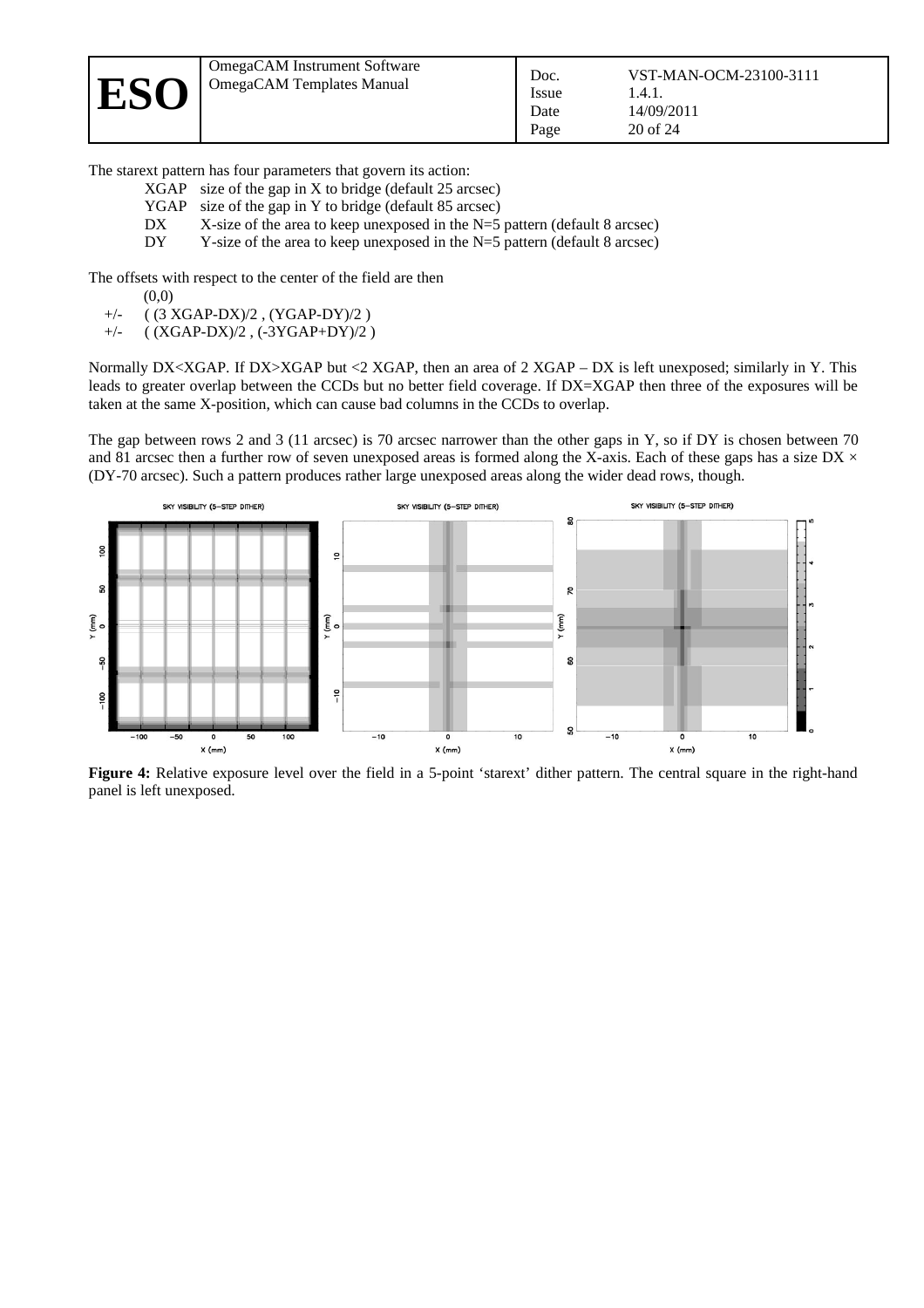The starext pattern has four parameters that govern its action:

| | |
|---|---|
| XGAP | size of the gap in X to bridge (default 25 arcsec) |
| YGAP | size of the gap in Y to bridge (default 85 arcsec) |
| DX | X-size of the area to keep unexposed in the N=5 pattern (default 8 arcsec) |
| DY | Y-size of the area to keep unexposed in the N=5 pattern (default 8 arcsec) |

The offsets with respect to the center of the field are then

(0,0)
+/- ( (3 XGAP-DX)/2 , (YGAP-DY)/2 )
+/- ( (XGAP-DX)/2 , (-3YGAP+DY)/2 )

Normally DX<XGAP. If DX>XGAP but <2 XGAP, then an area of 2 XGAP – DX is left unexposed; similarly in Y. This leads to greater overlap between the CCDs but no better field coverage. If DX=XGAP then three of the exposures will be taken at the same X-position, which can cause bad columns in the CCDs to overlap.

The gap between rows 2 and 3 (11 arcsec) is 70 arcsec narrower than the other gaps in Y, so if DY is chosen between 70 and 81 arcsec then a further row of seven unexposed areas is formed along the X-axis. Each of these gaps has a size DX × (DY-70 arcsec). Such a pattern produces rather large unexposed areas along the wider dead rows, though.

**Figure 4:** Relative exposure level over the field in a 5-point 'starext' dither pattern. The central square in the right-hand panel is left unexposed.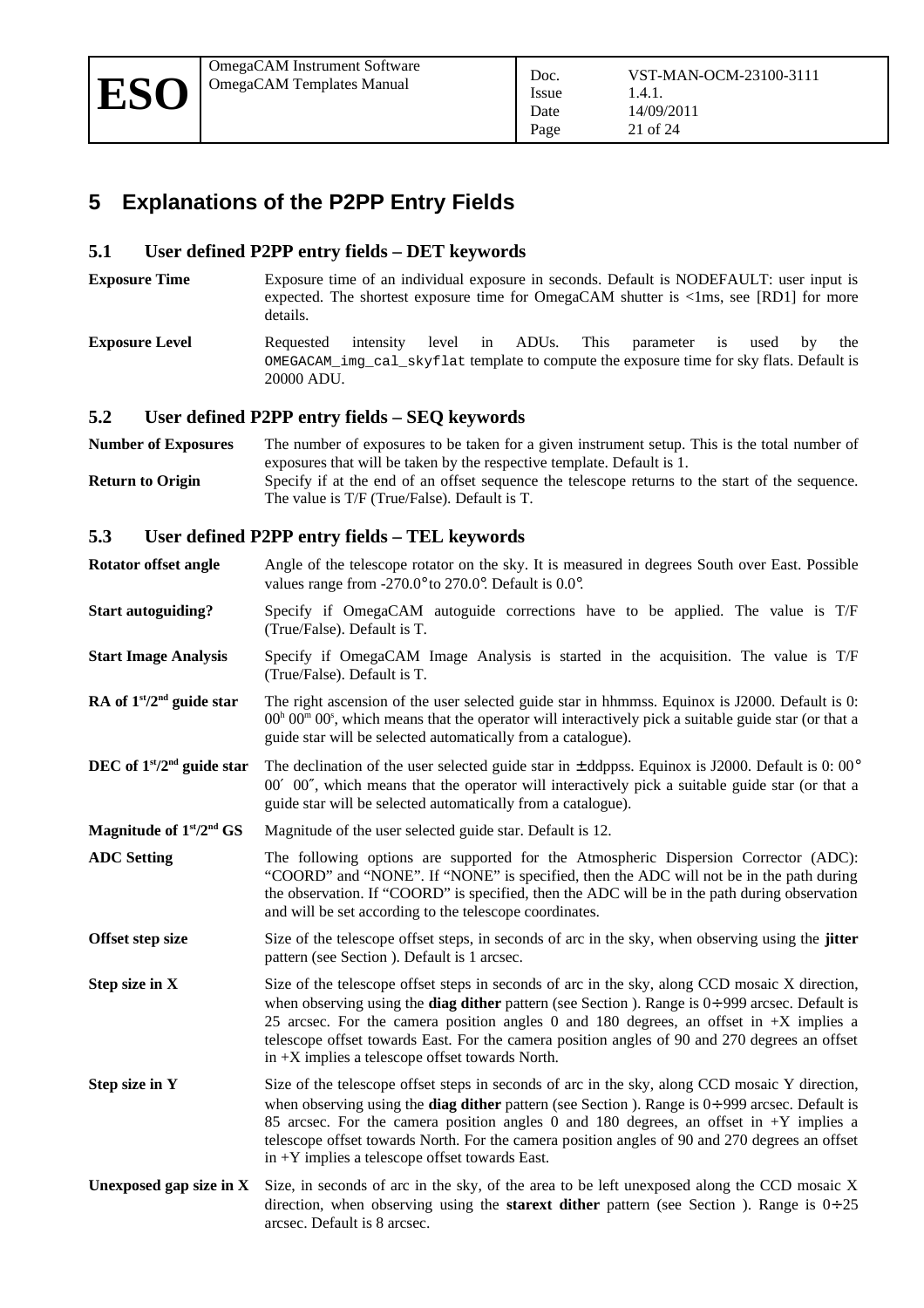# 5 Explanations of the P2PP Entry Fields

## 5.1 User defined P2PP entry fields – DET keywords

**Exposure Time** — Exposure time of an individual exposure in seconds. Default is NODEFAULT: user input is expected. The shortest exposure time for OmegaCAM shutter is <1ms, see [RD1] for more details.

**Exposure Level** — Requested intensity level in ADUs. This parameter is used by the `OMEGACAM_img_cal_skyflat` template to compute the exposure time for sky flats. Default is 20000 ADU.

## 5.2 User defined P2PP entry fields – SEQ keywords

**Number of Exposures** — The number of exposures to be taken for a given instrument setup. This is the total number of exposures that will be taken by the respective template. Default is 1.

**Return to Origin** — Specify if at the end of an offset sequence the telescope returns to the start of the sequence. The value is T/F (True/False). Default is T.

## 5.3 User defined P2PP entry fields – TEL keywords

**Rotator offset angle** — Angle of the telescope rotator on the sky. It is measured in degrees South over East. Possible values range from -270.0° to 270.0°. Default is 0.0°.

**Start autoguiding?** — Specify if OmegaCAM autoguide corrections have to be applied. The value is T/F (True/False). Default is T.

**Start Image Analysis** — Specify if OmegaCAM Image Analysis is started in the acquisition. The value is T/F (True/False). Default is T.

**RA of 1st/2nd guide star** — The right ascension of the user selected guide star in hhmmss. Equinox is J2000. Default is 0: $00^h\ 00^m\ 00^s$, which means that the operator will interactively pick a suitable guide star (or that a guide star will be selected automatically from a catalogue).

**DEC of 1st/2nd guide star** — The declination of the user selected guide star in ± ddppss. Equinox is J2000. Default is 0: 00° 00′ 00″, which means that the operator will interactively pick a suitable guide star (or that a guide star will be selected automatically from a catalogue).

**Magnitude of 1st/2nd GS** — Magnitude of the user selected guide star. Default is 12.

**ADC Setting** — The following options are supported for the Atmospheric Dispersion Corrector (ADC): "COORD" and "NONE". If "NONE" is specified, then the ADC will not be in the path during the observation. If "COORD" is specified, then the ADC will be in the path during observation and will be set according to the telescope coordinates.

**Offset step size** — Size of the telescope offset steps, in seconds of arc in the sky, when observing using the **jitter** pattern (see Section ). Default is 1 arcsec.

**Step size in X** — Size of the telescope offset steps in seconds of arc in the sky, along CCD mosaic X direction, when observing using the **diag dither** pattern (see Section ). Range is 0÷999 arcsec. Default is 25 arcsec. For the camera position angles 0 and 180 degrees, an offset in +X implies a telescope offset towards East. For the camera position angles of 90 and 270 degrees an offset in +X implies a telescope offset towards North.

**Step size in Y** — Size of the telescope offset steps in seconds of arc in the sky, along CCD mosaic Y direction, when observing using the **diag dither** pattern (see Section ). Range is 0÷999 arcsec. Default is 85 arcsec. For the camera position angles 0 and 180 degrees, an offset in +Y implies a telescope offset towards North. For the camera position angles of 90 and 270 degrees an offset in +Y implies a telescope offset towards East.

**Unexposed gap size in X** — Size, in seconds of arc in the sky, of the area to be left unexposed along the CCD mosaic X direction, when observing using the **starext dither** pattern (see Section ). Range is 0÷25 arcsec. Default is 8 arcsec.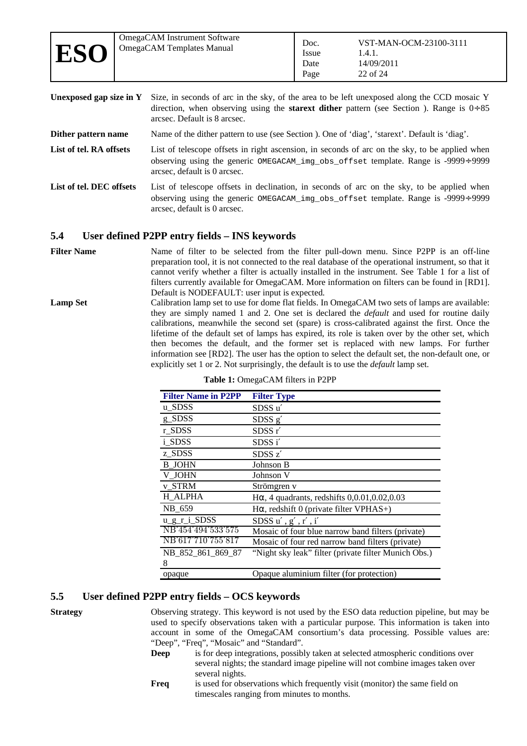**Unexposed gap size in Y** Size, in seconds of arc in the sky, of the area to be left unexposed along the CCD mosaic Y direction, when observing using the **starext dither** pattern (see Section ). Range is 0÷85 arcsec. Default is 8 arcsec.

**Dither pattern name** Name of the dither pattern to use (see Section ). One of 'diag', 'starext'. Default is 'diag'.

**List of tel. RA offsets** List of telescope offsets in right ascension, in seconds of arc on the sky, to be applied when observing using the generic `OMEGACAM_img_obs_offset` template. Range is -9999÷9999 arcsec, default is 0 arcsec.

**List of tel. DEC offsets** List of telescope offsets in declination, in seconds of arc on the sky, to be applied when observing using the generic `OMEGACAM_img_obs_offset` template. Range is -9999÷9999 arcsec, default is 0 arcsec.

## 5.4 User defined P2PP entry fields – INS keywords

**Filter Name** Name of filter to be selected from the filter pull-down menu. Since P2PP is an off-line preparation tool, it is not connected to the real database of the operational instrument, so that it cannot verify whether a filter is actually installed in the instrument. See Table 1 for a list of filters currently available for OmegaCAM. More information on filters can be found in [RD1]. Default is NODEFAULT: user input is expected.

**Lamp Set** Calibration lamp set to use for dome flat fields. In OmegaCAM two sets of lamps are available: they are simply named 1 and 2. One set is declared the *default* and used for routine daily calibrations, meanwhile the second set (spare) is cross-calibrated against the first. Once the lifetime of the default set of lamps has expired, its role is taken over by the other set, which then becomes the default, and the former set is replaced with new lamps. For further information see [RD2]. The user has the option to select the default set, the non-default one, or explicitly set 1 or 2. Not surprisingly, the default is to use the *default* lamp set.

**Table 1:** OmegaCAM filters in P2PP

| Filter Name in P2PP | Filter Type |
|---|---|
| u_SDSS | SDSS u′ |
| g_SDSS | SDSS g′ |
| r_SDSS | SDSS r′ |
| i_SDSS | SDSS i′ |
| z_SDSS | SDSS z′ |
| B_JOHN | Johnson B |
| V_JOHN | Johnson V |
| v_STRM | Strömgren v |
| H_ALPHA | Hα, 4 quadrants, redshifts 0,0.01,0.02,0.03 |
| NB_659 | Hα, redshift 0 (private filter VPHAS+) |
| u_g_r_i_SDSS | SDSS u′ , g′ , r′ , i′ |
| NB_454_494_533_575 | Mosaic of four blue narrow band filters (private) |
| NB_617_710_755_817 | Mosaic of four red narrow band filters (private) |
| NB_852_861_869_878 | "Night sky leak" filter (private filter Munich Obs.) |
| opaque | Opaque aluminium filter (for protection) |

## 5.5 User defined P2PP entry fields – OCS keywords

**Strategy** Observing strategy. This keyword is not used by the ESO data reduction pipeline, but may be used to specify observations taken with a particular purpose. This information is taken into account in some of the OmegaCAM consortium's data processing. Possible values are: "Deep", "Freq", "Mosaic" and "Standard".

- **Deep** is for deep integrations, possibly taken at selected atmospheric conditions over several nights; the standard image pipeline will not combine images taken over several nights.
- **Freq** is used for observations which frequently visit (monitor) the same field on timescales ranging from minutes to months.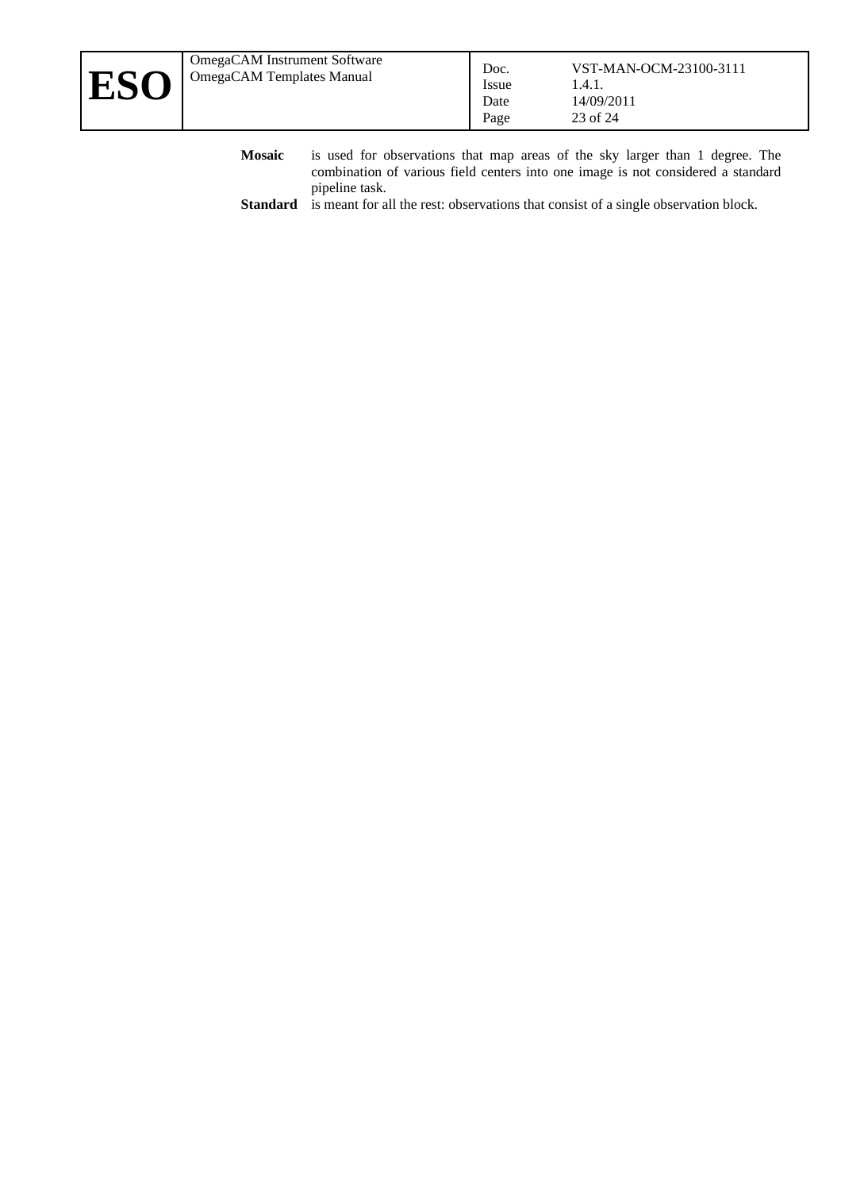**Mosaic** is used for observations that map areas of the sky larger than 1 degree. The combination of various field centers into one image is not considered a standard pipeline task.

**Standard** is meant for all the rest: observations that consist of a single observation block.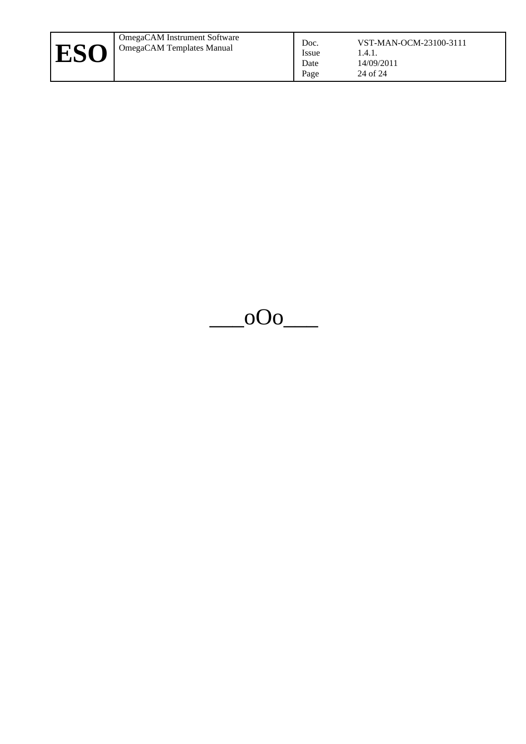___oOo___